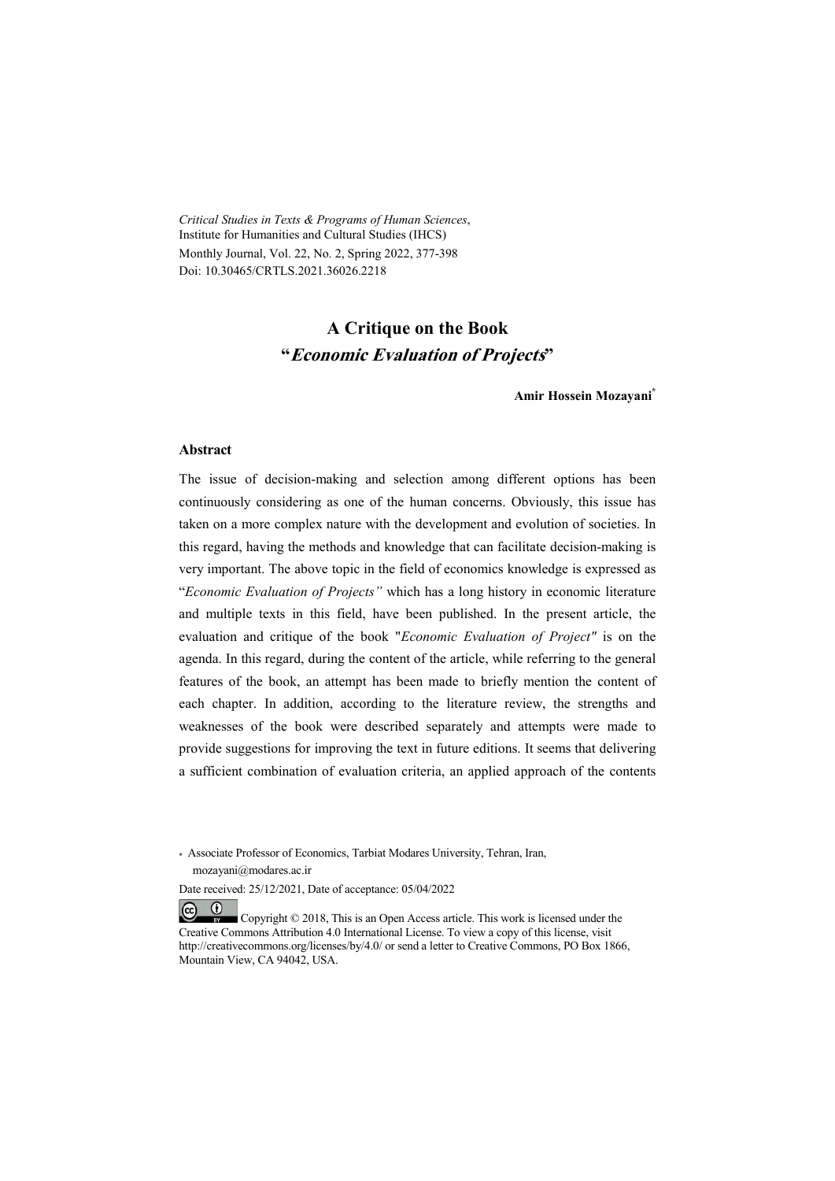*Critical Studies in Texts & Programs of Human Sciences*,
Institute for Humanities and Cultural Studies (IHCS)
Monthly Journal, Vol. 22, No. 2, Spring 2022, 377-398
Doi: 10.30465/CRTLS.2021.36026.2218

# A Critique on the Book "*Economic Evaluation of Projects*"

**Amir Hossein Mozayani***

## Abstract

The issue of decision-making and selection among different options has been continuously considering as one of the human concerns. Obviously, this issue has taken on a more complex nature with the development and evolution of societies. In this regard, having the methods and knowledge that can facilitate decision-making is very important. The above topic in the field of economics knowledge is expressed as "*Economic Evaluation of Projects"* which has a long history in economic literature and multiple texts in this field, have been published. In the present article, the evaluation and critique of the book "*Economic Evaluation of Project"* is on the agenda. In this regard, during the content of the article, while referring to the general features of the book, an attempt has been made to briefly mention the content of each chapter. In addition, according to the literature review, the strengths and weaknesses of the book were described separately and attempts were made to provide suggestions for improving the text in future editions. It seems that delivering a sufficient combination of evaluation criteria, an applied approach of the contents

\* Associate Professor of Economics, Tarbiat Modares University, Tehran, Iran, mozayani@modares.ac.ir

Date received: 25/12/2021, Date of acceptance: 05/04/2022

Copyright © 2018, This is an Open Access article. This work is licensed under the Creative Commons Attribution 4.0 International License. To view a copy of this license, visit http://creativecommons.org/licenses/by/4.0/ or send a letter to Creative Commons, PO Box 1866, Mountain View, CA 94042, USA.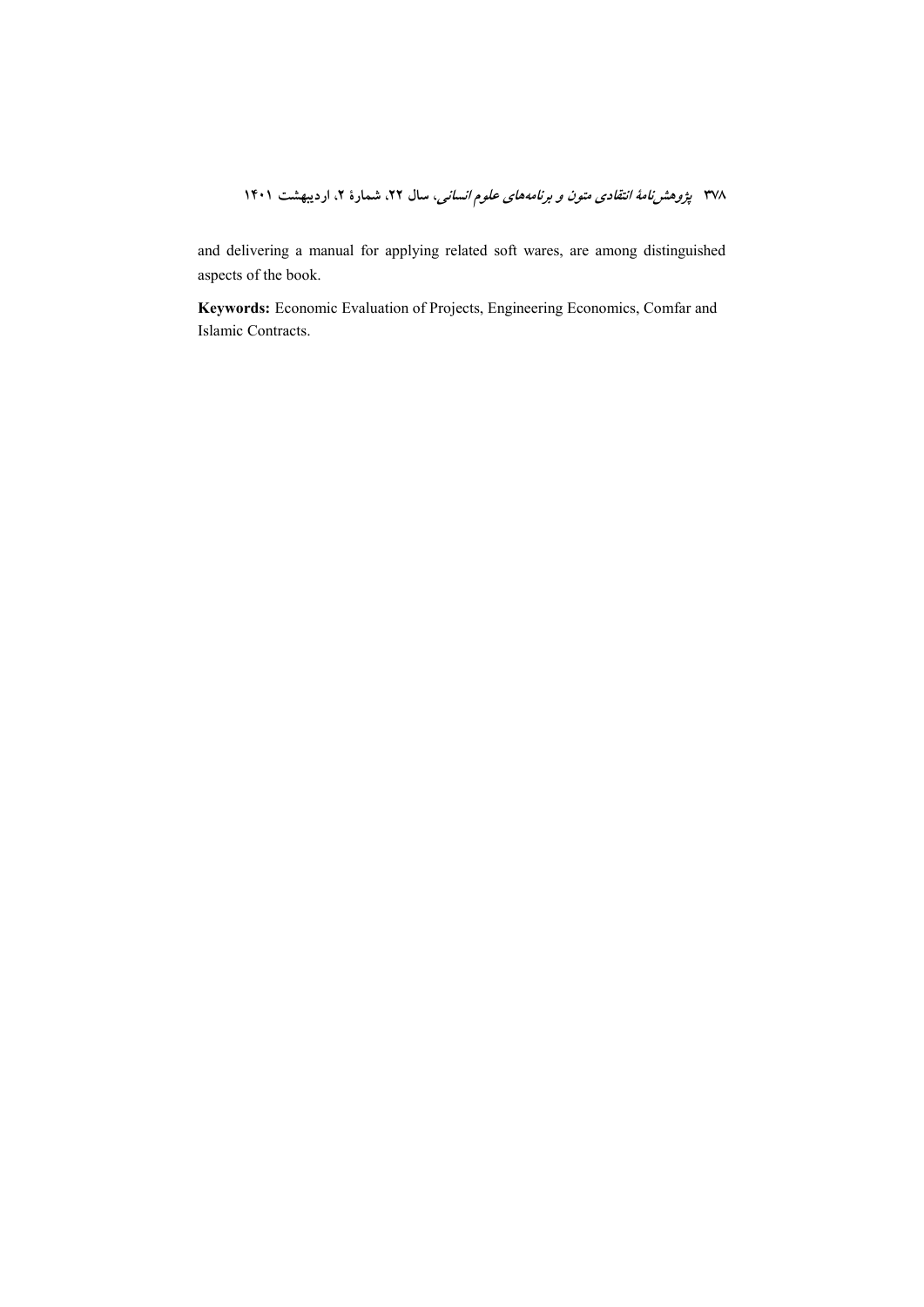and delivering a manual for applying related soft wares, are among distinguished aspects of the book.

**Keywords:** Economic Evaluation of Projects, Engineering Economics, Comfar and Islamic Contracts.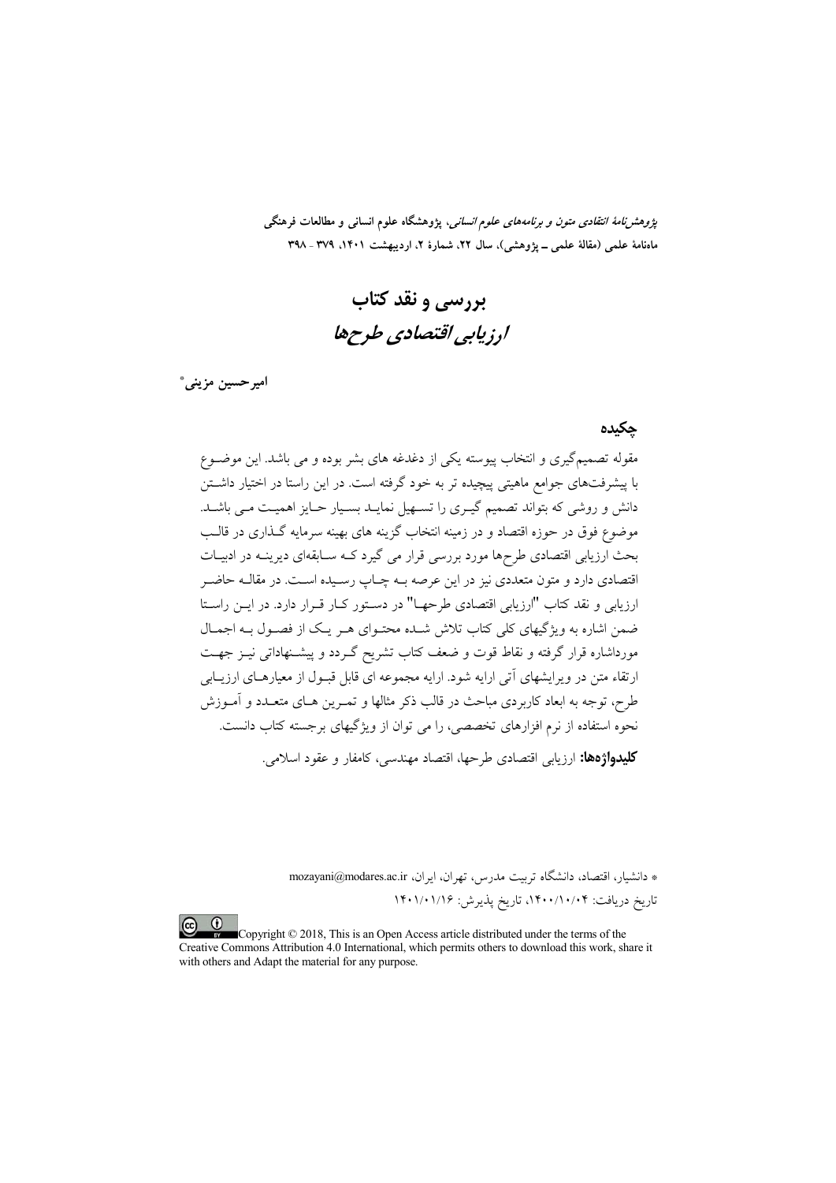*پژوهش‌نامهٔ انتقادی متون و برنامه‌های علوم انسانی*، پژوهشگاه علوم انسانی و مطالعات فرهنگی
ماهنامهٔ علمی (مقالهٔ علمی ــ پژوهشی)، سال ۲۲، شمارهٔ ۲، اردیبهشت ۱۴۰۱، ۳۷۹ - ۳۹۸

# بررسی و نقد کتاب
# *ارزیابی اقتصادی طرح‌ها*

**امیرحسین مزینی**[*]

## چکیده

مقوله تصمیم‌گیری و انتخاب پیوسته یکی از دغدغه های بشر بوده و می باشد. این موضـوع با پیشرفت‌های جوامع ماهیتی پیچیده تر به خود گرفته است. در این راستا در اختیار داشـتن دانش و روشی که بتواند تصمیم گیـری را تسـهیل نمایـد بسـیار حـایز اهمیـت مـی باشـد. موضوع فوق در حوزه اقتصاد و در زمینه انتخاب گزینه های بهینه سرمایه گـذاری در قالـب بحث ارزیابی اقتصادی طرح‌ها مورد بررسی قرار می گیرد کـه سـابقه‌ای دیرینـه در ادبیـات اقتصادی دارد و متون متعددی نیز در این عرصه بـه چـاپ رسـیده اسـت. در مقالـه حاضـر ارزیابی و نقد کتاب "ارزیابی اقتصادی طرحهـا" در دسـتور کـار قـرار دارد. در ایـن راسـتا ضمن اشاره به ویژگیهای کلی کتاب تلاش شـده محتـوای هـر یـک از فصـول بـه اجمـال مورداشاره قرار گرفته و نقاط قوت و ضعف کتاب تشریح گـردد و پیشـنهاداتی نیـز جهـت ارتقاء متن در ویرایشهای آتی ارایه شود. ارایه مجموعه ای قابل قبـول از معیارهـای ارزیـابی طرح، توجه به ابعاد کاربردی مباحث در قالب ذکر مثالها و تمـرین هـای متعـدد و آمـوزش نحوه استفاده از نرم افزارهای تخصصی، را می توان از ویژگیهای برجسته کتاب دانست.

**کلیدواژه‌ها:** ارزیابی اقتصادی طرحها، اقتصاد مهندسی، کامفار و عقود اسلامی.

[*] دانشیار، اقتصاد، دانشگاه تربیت مدرس، تهران، ایران، mozayani@modares.ac.ir

تاریخ دریافت: ۱۴۰۰/۱۰/۰۴، تاریخ پذیرش: ۱۴۰۱/۰۱/۱۶

Copyright © 2018, This is an Open Access article distributed under the terms of the Creative Commons Attribution 4.0 International, which permits others to download this work, share it with others and Adapt the material for any purpose.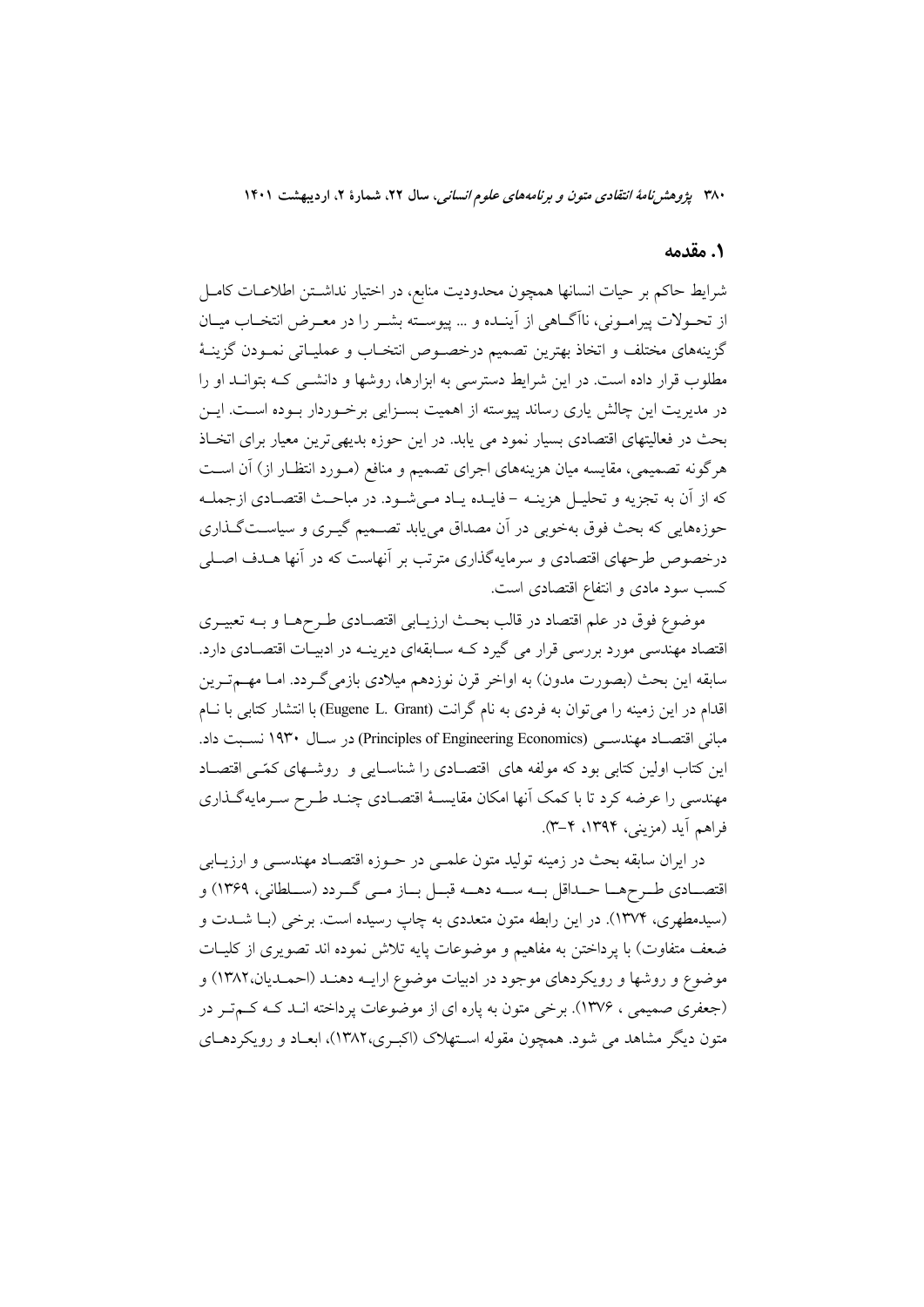## ۱. مقدمه

شرایط حاکم بر حیات انسانها همچون محدودیت منابع، در اختیار نداشتن اطلاعات کامل از تحولات پیرامونی، ناآگاهی از آینده و ... پیوسته بشر را در معرض انتخاب میان گزینه‌های مختلف و اتخاذ بهترین تصمیم درخصوص انتخاب و عملیاتی نمودن گزینهٔ مطلوب قرار داده است. در این شرایط دسترسی به ابزارها، روشها و دانشی که بتواند او را در مدیریت این چالش یاری رساند پیوسته از اهمیت بسزایی برخوردار بوده است. این بحث در فعالیتهای اقتصادی بسیار نمود می یابد. در این حوزه بدیهی‌ترین معیار برای اتخاذ هرگونه تصمیمی، مقایسه میان هزینه‌های اجرای تصمیم و منافع (مورد انتظار از) آن است که از آن به تجزیه و تحلیل هزینه – فایده یاد می‌شود. در مباحث اقتصادی ازجمله حوزه‌هایی که بحث فوق به‌خوبی در آن مصداق می‌یابد تصمیم گیری و سیاست‌گذاری درخصوص طرحهای اقتصادی و سرمایه‌گذاری مترتب بر آنهاست که در آنها هدف اصلی کسب سود مادی و انتفاع اقتصادی است.

موضوع فوق در علم اقتصاد در قالب بحث ارزیابی اقتصادی طرح‌ها و به تعبیری اقتصاد مهندسی مورد بررسی قرار می گیرد که سابقه‌ای دیرینه در ادبیات اقتصادی دارد. سابقه این بحث (بصورت مدون) به اواخر قرن نوزدهم میلادی بازمی‌گردد. اما مهم‌ترین اقدام در این زمینه را می‌توان به فردی به نام گرانت (Eugene L. Grant) با انتشار کتابی با نام مبانی اقتصاد مهندسی (Principles of Engineering Economics) در سال ۱۹۳۰ نسبت داد. این کتاب اولین کتابی بود که مولفه های اقتصادی را شناسایی و روشهای کمّی اقتصاد مهندسی را عرضه کرد تا با کمک آنها امکان مقایسهٔ اقتصادی چند طرح سرمایه‌گذاری فراهم آید (مزینی، ۱۳۹۴، ۴-۳).

در ایران سابقه بحث در زمینه تولید متون علمی در حوزه اقتصاد مهندسی و ارزیابی اقتصادی طرح‌ها حداقل به سه دهه قبل باز می گردد (سلطانی، ۱۳۶۹) و (سیدمطهری، ۱۳۷۴). در این رابطه متون متعددی به چاپ رسیده است. برخی (با شدت و ضعف متفاوت) با پرداختن به مفاهیم و موضوعات پایه تلاش نموده اند تصویری از کلیات موضوع و روشها و رویکردهای موجود در ادبیات موضوع ارایه دهند (احمدیان،۱۳۸۲) و (جعفری صمیمی ، ۱۳۷۶). برخی متون به پاره ای از موضوعات پرداخته اند که کم‌تر در متون دیگر مشاهد می شود. همچون مقوله استهلاک (اکبری،۱۳۸۲)، ابعاد و رویکردهای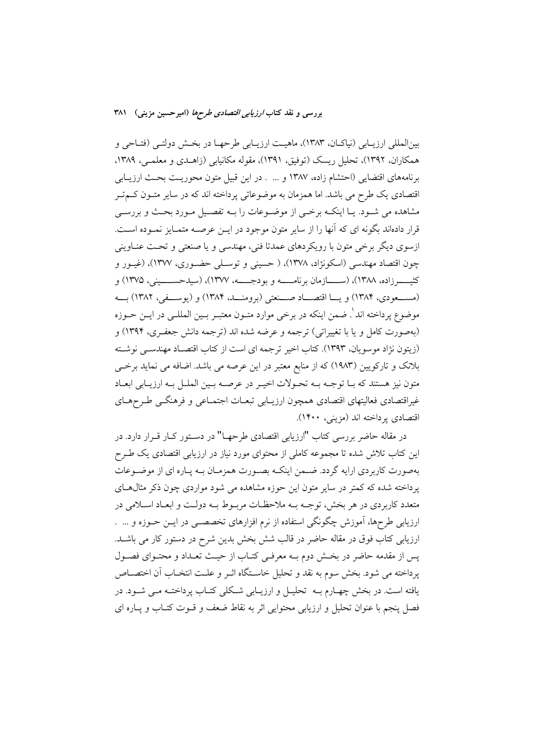بین‌المللی ارزیابی (نیاکان، ۱۳۸۳)، ماهیت ارزیابی طرحها در بخش دولتی (فتاحی و همکاران، ۱۳۹۲)، تحلیل ریسک (توفیق، ۱۳۹۱)، مقوله مکانیابی (زاهدی و معلمی، ۱۳۸۹، برنامه‌های اقتضایی (احتشام زاده، ۱۳۸۷ و ... . در این قبیل متون محوریت بحث ارزیابی اقتصادی یک طرح می باشد. اما همزمان به موضوعاتی پرداخته اند که در سایر متون کم‌تر مشاهده می شود. یا اینکه برخی از موضوعات را به تفصیل مورد بحث و بررسی قرار داده‌اند بگونه ای که آنها را از سایر متون موجود در این عرصه متمایز نموده است. ازسوی دیگر برخی متون با رویکردهای عمدتا فنی، مهندسی و یا صنعتی و تحت عناوینی چون اقتصاد مهندسی (اسکونژاد، ۱۳۷۸)، ( حسینی و توسلی حضوری، ۱۳۷۷)، (غیور و کثیرزاده، ۱۳۸۸)، (سازمان برنامه و بودجه، ۱۳۷۷)، (سیدحسینی، ۱۳۷۵) و (مسعودی، ۱۳۸۴) و یا اقتصاد صنعتی (برومند، ۱۳۸۴) و (یوسفی، ۱۳۸۲) به موضوع پرداخته اند[1]. ضمن اینکه در برخی موارد متون معتبر بین المللی در این حوزه (به‌صورت کامل و یا با تغییراتی) ترجمه و عرضه شده اند (ترجمه دانش جعفری، ۱۳۹۴) و (زیتون نژاد موسویان، ۱۳۹۳). کتاب اخیر ترجمه ای است از کتاب اقتصاد مهندسی نوشته بلانک و تارکویین (۱۹۸۳) که از منابع معتبر در این عرصه می باشد. اضافه می نماید برخی متون نیز هستند که با توجه به تحولات اخیر در عرصه بین الملل به ارزیابی ابعاد غیراقتصادی فعالیتهای اقتصادی همچون ارزیابی تبعات اجتماعی و فرهنگی طرحهای اقتصادی پرداخته اند (مزینی، ۱۴۰۰).

در مقاله حاضر بررسی کتاب "ارزیابی اقتصادی طرحها" در دستور کار قرار دارد. در این کتاب تلاش شده تا مجموعه کاملی از محتوای مورد نیاز در ارزیابی اقتصادی یک طرح به‌صورت کاربردی ارایه گردد. ضمن اینکه بصورت همزمان به پاره ای از موضوعات پرداخته شده که کمتر در سایر متون این حوزه مشاهده می شود مواردی چون ذکر مثال‌های متعدد کاربردی در هر بخش، توجه به ملاحظات مربوط به دولت و ابعاد اسلامی در ارزیابی طرح‌ها، آموزش چگونگی استفاده از نرم افزارهای تخصصی در این حوزه و ... .

ارزیابی کتاب فوق در مقاله حاضر در قالب شش بخش بدین شرح در دستور کار می باشد. پس از مقدمه حاضر در بخش دوم به معرفی کتاب از حیث تعداد و محتوای فصول پرداخته می شود. بخش سوم به نقد و تحلیل خاستگاه اثر و علت انتخاب آن اختصاص یافته است. در بخش چهارم به تحلیل و ارزیابی شکلی کتاب پرداخته می شود. در فصل پنجم با عنوان تحلیل و ارزیابی محتوایی اثر به نقاط ضعف و قوت کتاب و پاره ای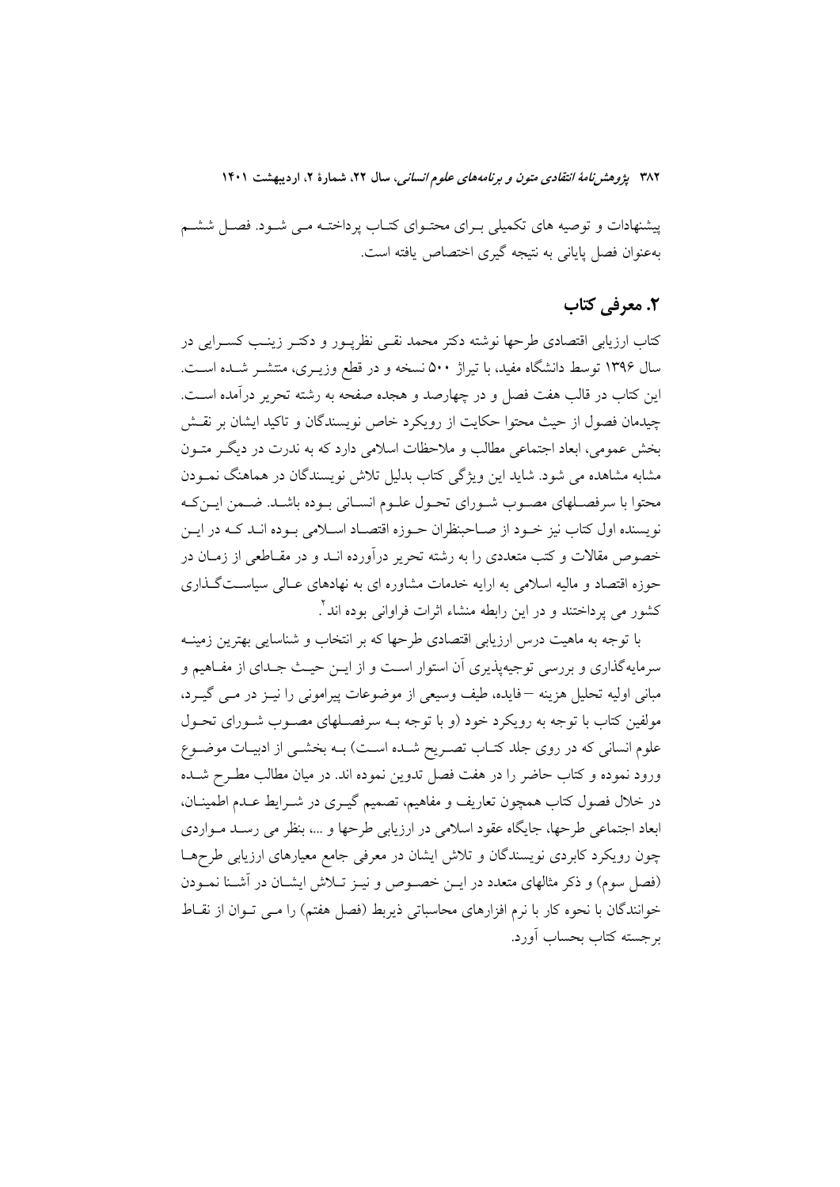پیشنهادات و توصیه های تکمیلی بـرای محتـوای کتـاب پرداختـه مـی شـود. فصـل ششـم به‌عنوان فصل پایانی به نتیجه گیری اختصاص یافته است.

## ۲. معرفی کتاب

کتاب ارزیابی اقتصادی طرحها نوشته دکتر محمد نقـی نظرپـور و دکتـر زینـب کسـرایی در سال ۱۳۹۶ توسط دانشگاه مفید، با تیراژ ۵۰۰ نسخه و در قطع وزیـری، منتشـر شـده اسـت. این کتاب در قالب هفت فصل و در چهارصد و هجده صفحه به رشته تحریر درآمده اسـت. چیدمان فصول از حیث محتوا حکایت از رویکرد خاص نویسندگان و تاکید ایشان بر نقـش بخش عمومی، ابعاد اجتماعی مطالب و ملاحظات اسلامی دارد که به ندرت در دیگـر متـون مشابه مشاهده می شود. شاید این ویژگی کتاب بدلیل تلاش نویسندگان در هماهنگ نمـودن محتوا با سرفصـلهای مصـوب شـورای تحـول علـوم انسـانی بـوده باشـد. ضـمن ایـن‌کـه نویسنده اول کتاب نیز خـود از صـاحبنظران حـوزه اقتصـاد اسـلامی بـوده انـد کـه در ایـن خصوص مقالات و کتب متعددی را به رشته تحریر درآورده انـد و در مقـاطعی از زمـان در حوزه اقتصاد و مالیه اسلامی به ارایه خدمات مشاوره ای به نهادهای عـالی سیاسـت‌گـذاری کشور می پرداختند و در این رابطه منشاء اثرات فراوانی بوده اند[۲].

با توجه به ماهیت درس ارزیابی اقتصادی طرحها که بر انتخاب و شناسایی بهترین زمینـه سرمایه‌گذاری و بررسی توجیه‌پذیری آن استوار اسـت و از ایـن حیـث جـدای از مفـاهیم و مبانی اولیه تحلیل هزینه –فایده، طیف وسیعی از موضوعات پیرامونی را نیـز در مـی گیـرد، مولفین کتاب با توجه به رویکرد خود (و با توجه بـه سرفصـلهای مصـوب شـورای تحـول علوم انسانی که در روی جلد کتـاب تصـریح شـده اسـت) بـه بخشـی از ادبیـات موضـوع ورود نموده و کتاب حاضر را در هفت فصل تدوین نموده اند. در میان مطالب مطـرح شـده در خلال فصول کتاب همچون تعاریف و مفاهیم، تصمیم گیـری در شـرایط عـدم اطمینـان، ابعاد اجتماعی طرحها، جایگاه عقود اسلامی در ارزیابی طرحها و ...، بنظر می رسـد مـواردی چون رویکرد کابردی نویسندگان و تلاش ایشان در معرفی جامع معیارهای ارزیابی طرحهـا (فصل سوم) و ذکر مثالهای متعدد در ایـن خصـوص و نیـز تـلاش ایشـان در آشـنا نمـودن خوانندگان با نحوه کار با نرم افزارهای محاسباتی ذیربط (فصل هفتم) را مـی تـوان از نقـاط برجسته کتاب بحساب آورد.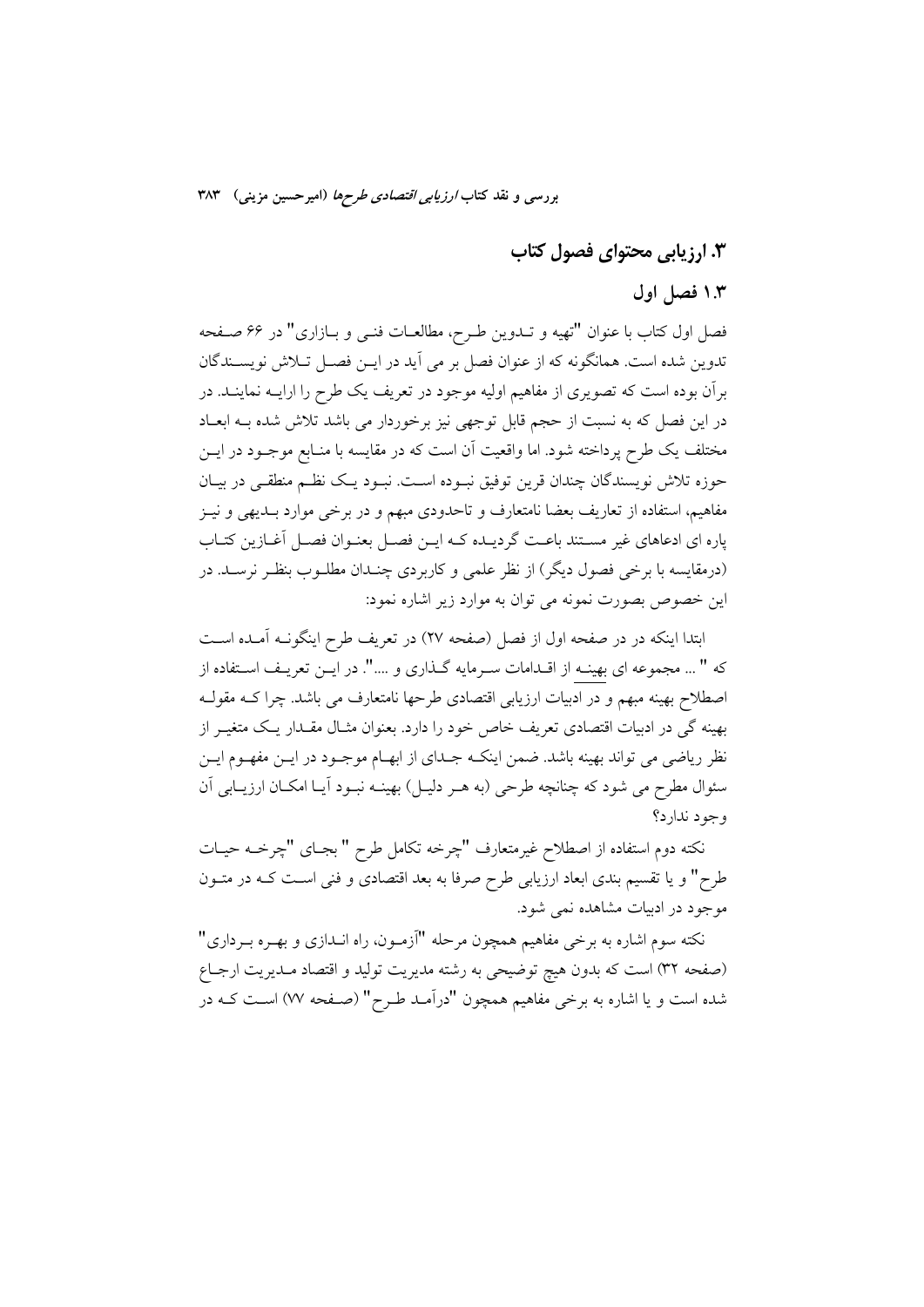## ۳. ارزیابی محتوای فصول کتاب

### ۱.۳ فصل اول

فصل اول کتاب با عنوان "تهیه و تدوین طرح، مطالعات فنی و بازاری" در ۶۶ صفحه تدوین شده است. همانگونه که از عنوان فصل بر می آید در این فصل تلاش نویسندگان برآن بوده است که تصویری از مفاهیم اولیه موجود در تعریف یک طرح را ارایه نمایند. در در این فصل که به نسبت از حجم قابل توجهی نیز برخوردار می باشد تلاش شده به ابعاد مختلف یک طرح پرداخته شود. اما واقعیت آن است که در مقایسه با منابع موجود در این حوزه تلاش نویسندگان چندان قرین توفیق نبوده است. نبود یک نظم منطقی در بیان مفاهیم، استفاده از تعاریف بعضا نامتعارف و تاحدودی مبهم و در برخی موارد بدیهی و نیز پاره ای ادعاهای غیر مستند باعث گردیده که این فصل بعنوان فصل آغازین کتاب (درمقایسه با برخی فصول دیگر) از نظر علمی و کاربردی چندان مطلوب بنظر نرسد. در این خصوص بصورت نمونه می توان به موارد زیر اشاره نمود:

ابتدا اینکه در در صفحه اول از فصل (صفحه ۲۷) در تعریف طرح اینگونه آمده است که " ... مجموعه ای بهینه از اقدامات سرمایه گذاری و ....". در این تعریف استفاده از اصطلاح بهینه مبهم و در ادبیات ارزیابی اقتصادی طرحها نامتعارف می باشد. چرا که مقوله بهینه گی در ادبیات اقتصادی تعریف خاص خود را دارد. بعنوان مثال مقدار یک متغیر از نظر ریاضی می تواند بهینه باشد. ضمن اینکه جدای از ابهام موجود در این مفهوم این سئوال مطرح می شود که چنانچه طرحی (به هر دلیل) بهینه نبود آیا امکان ارزیابی آن وجود ندارد؟

نکته دوم استفاده از اصطلاح غیرمتعارف "چرخه تکامل طرح " بجای "چرخه حیات طرح" و یا تقسیم بندی ابعاد ارزیابی طرح صرفا به بعد اقتصادی و فنی است که در متون موجود در ادبیات مشاهده نمی شود.

نکته سوم اشاره به برخی مفاهیم همچون مرحله "آزمون، راه اندازی و بهره برداری" (صفحه ۳۲) است که بدون هیچ توضیحی به رشته مدیریت تولید و اقتصاد مدیریت ارجاع شده است و یا اشاره به برخی مفاهیم همچون "درآمد طرح" (صفحه ۷۷) است که در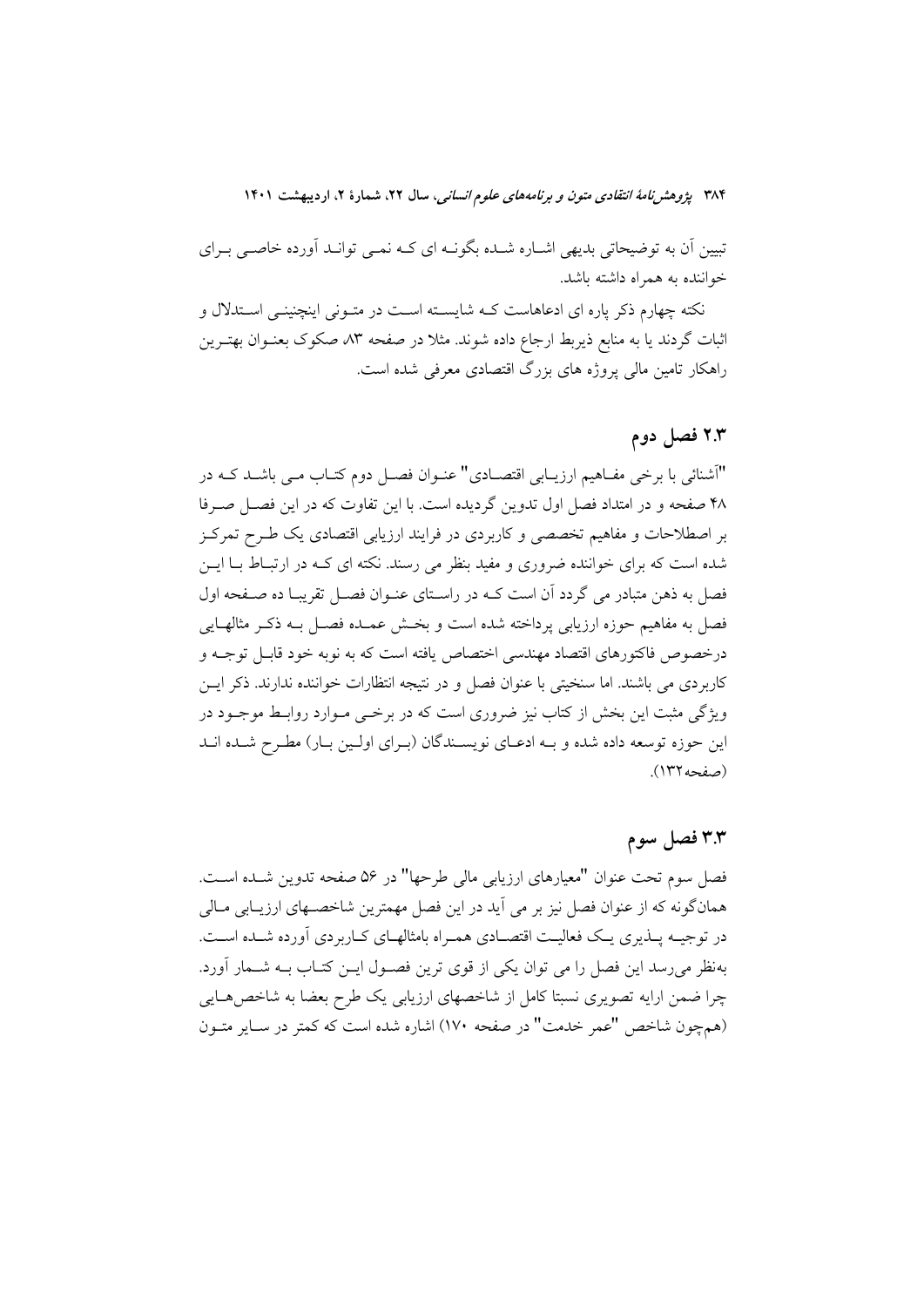تبیین آن به توضیحاتی بدیهی اشاره شده بگونه ای که نمی تواند آورده خاصی برای خواننده به همراه داشته باشد.

نکته چهارم ذکر پاره ای ادعاهاست که شایسته است در متونی اینچنینی استدلال و اثبات گردند یا به منابع ذیربط ارجاع داده شوند. مثلا در صفحه ۸۳ صکوک بعنوان بهترین راهکار تامین مالی پروژه های بزرگ اقتصادی معرفی شده است.

## ۲.۳ فصل دوم

"آشنائی با برخی مفاهیم ارزیابی اقتصادی" عنوان فصل دوم کتاب می باشد که در ۴۸ صفحه و در امتداد فصل اول تدوین گردیده است. با این تفاوت که در این فصل صرفا بر اصطلاحات و مفاهیم تخصصی و کاربردی در فرایند ارزیابی اقتصادی یک طرح تمرکز شده است که برای خواننده ضروری و مفید بنظر می رسند. نکته ای که در ارتباط با این فصل به ذهن متبادر می گردد آن است که در راستای عنوان فصل تقریبا ده صفحه اول فصل به مفاهیم حوزه ارزیابی پرداخته شده است و بخش عمده فصل به ذکر مثالهایی درخصوص فاکتورهای اقتصاد مهندسی اختصاص یافته است که به نوبه خود قابل توجه و کاربردی می باشند. اما سنخیتی با عنوان فصل و در نتیجه انتظارات خواننده ندارند. ذکر این ویژگی مثبت این بخش از کتاب نیز ضروری است که در برخی موارد روابط موجود در این حوزه توسعه داده شده و به ادعای نویسندگان (برای اولین بار) مطرح شده اند (صفحه۱۳۲).

## ۳.۳ فصل سوم

فصل سوم تحت عنوان "معیارهای ارزیابی مالی طرحها" در ۵۶ صفحه تدوین شده است. همانگونه که از عنوان فصل نیز بر می آید در این فصل مهمترین شاخصهای ارزیابی مالی در توجیه پذیری یک فعالیت اقتصادی همراه بامثالهای کاربردی آورده شده است. به‌نظر می‌رسد این فصل را می توان یکی از قوی ترین فصول این کتاب به شمار آورد. چرا ضمن ارایه تصویری نسبتا کامل از شاخصهای ارزیابی یک طرح بعضا به شاخص‌هایی (هم‌چون شاخص "عمر خدمت" در صفحه ۱۷۰) اشاره شده است که کمتر در سایر متون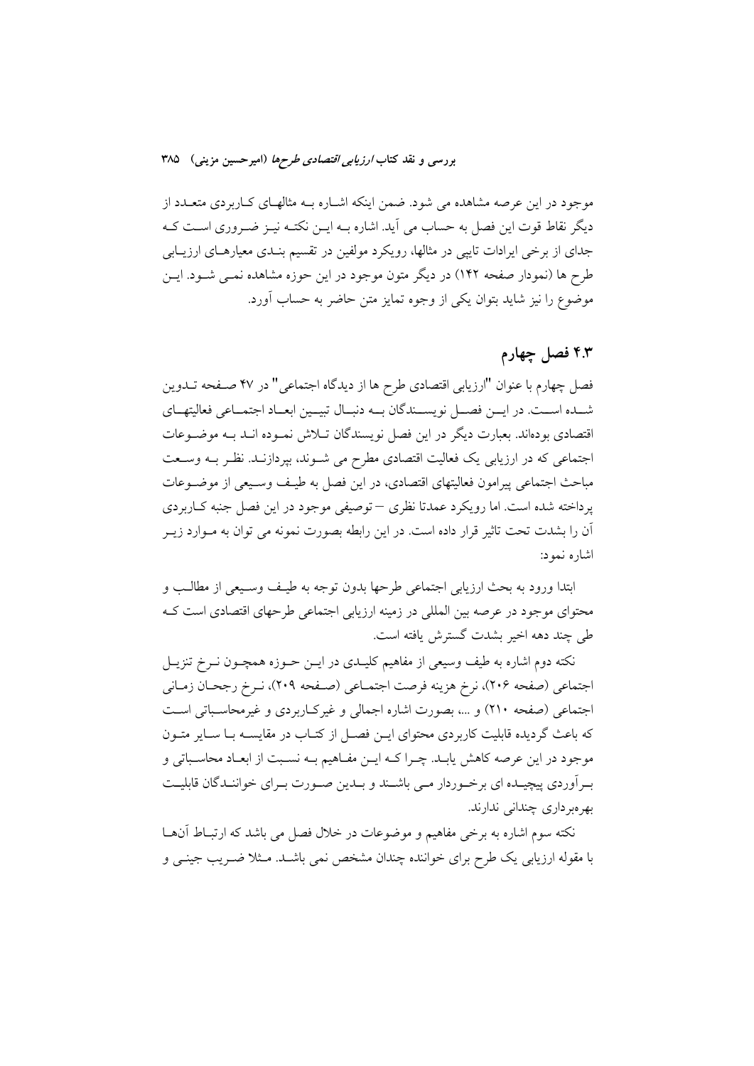موجود در این عرصه مشاهده می شود. ضمن اینکه اشاره به مثالهای کاربردی متعدد از دیگر نقاط قوت این فصل به حساب می آید. اشاره به این نکته نیز ضروری است که جدای از برخی ایرادات تایپی در مثالها، رویکرد مولفین در تقسیم بندی معیارهای ارزیابی طرح ها (نمودار صفحه ۱۴۲) در دیگر متون موجود در این حوزه مشاهده نمی شود. این موضوع را نیز شاید بتوان یکی از وجوه تمایز متن حاضر به حساب آورد.

## ۴.۳ فصل چهارم

فصل چهارم با عنوان "ارزیابی اقتصادی طرح ها از دیدگاه اجتماعی" در ۴۷ صفحه تدوین شده است. در این فصل نویسندگان به دنبال تبیین ابعاد اجتماعی فعالیتهای اقتصادی بوده‌اند. بعبارت دیگر در این فصل نویسندگان تلاش نموده اند به موضوعات اجتماعی که در ارزیابی یک فعالیت اقتصادی مطرح می شوند، بپردازند. نظر به وسعت مباحث اجتماعی پیرامون فعالیتهای اقتصادی، در این فصل به طیف وسیعی از موضوعات پرداخته شده است. اما رویکرد عمدتا نظری – توصیفی موجود در این فصل جنبه کاربردی آن را بشدت تحت تاثیر قرار داده است. در این رابطه بصورت نمونه می توان به موارد زیر اشاره نمود:

ابتدا ورود به بحث ارزیابی اجتماعی طرحها بدون توجه به طیف وسیعی از مطالب و محتوای موجود در عرصه بین المللی در زمینه ارزیابی اجتماعی طرحهای اقتصادی است که طی چند دهه اخیر بشدت گسترش یافته است.

نکته دوم اشاره به طیف وسیعی از مفاهیم کلیدی در این حوزه همچون نرخ تنزیل اجتماعی (صفحه ۲۰۶)، نرخ هزینه فرصت اجتماعی (صفحه ۲۰۹)، نرخ رجحان زمانی اجتماعی (صفحه ۲۱۰) و ...، بصورت اشاره اجمالی و غیرکاربردی و غیرمحاسباتی است که باعث گردیده قابلیت کاربردی محتوای این فصل در مقایسه با سایر متون موجود در این عرصه کاهش یابد. چرا که این مفاهیم به نسبت از ابعاد محاسباتی و برآوردی پیچیده ای برخوردار می باشند و بدین صورت برای خوانندگان قابلیت بهره‌برداری چندانی ندارند.

نکته سوم اشاره به برخی مفاهیم و موضوعات در خلال فصل می باشد که ارتباط آنها با مقوله ارزیابی یک طرح برای خواننده چندان مشخص نمی باشد. مثلا ضریب جینی و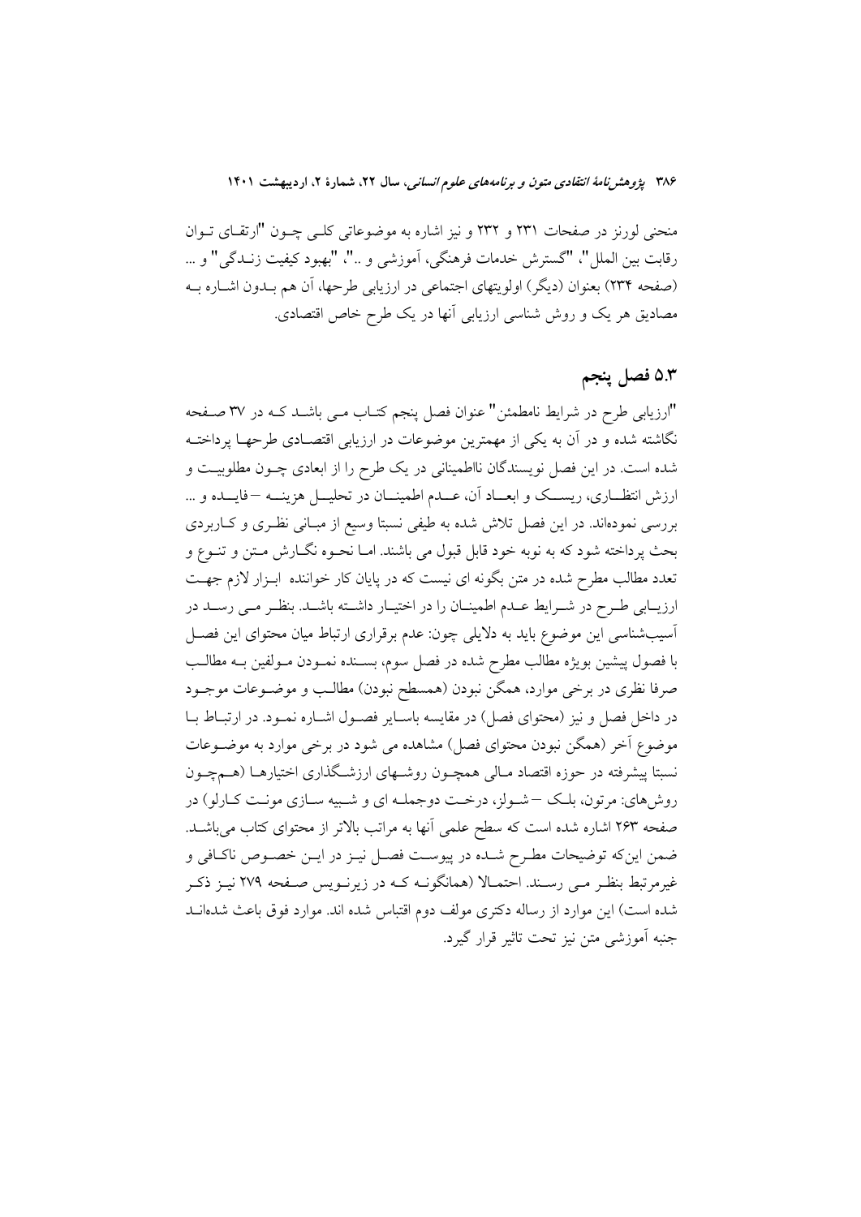منحنی لورنز در صفحات ۲۳۱ و ۲۳۲ و نیز اشاره به موضوعاتی کلـی چـون "ارتقـای تـوان رقابت بین الملل"، "گسترش خدمات فرهنگی، آموزشی و .."، "بهبود کیفیت زنـدگی" و ... (صفحه ۲۳۴) بعنوان (دیگر) اولویتهای اجتماعی در ارزیابی طرحها، آن هم بـدون اشـاره بـه مصادیق هر یک و روش شناسی ارزیابی آنها در یک طرح خاص اقتصادی.

## ۵.۳ فصل پنجم

"ارزیابی طرح در شرایط نامطمئن" عنوان فصل پنجم کتـاب مـی باشـد کـه در ۳۷ صـفحه نگاشته شده و در آن به یکی از مهمترین موضوعات در ارزیابی اقتصـادی طرحهـا پرداختـه شده است. در این فصل نویسندگان نااطمینانی در یک طرح را از ابعادی چـون مطلوبیـت و ارزش انتظـاری، ریسـک و ابعـاد آن، عـدم اطمینـان در تحلیـل هزینـه –فایـده و ... بررسی نموده‌اند. در این فصل تلاش شده به طیفی نسبتا وسیع از مبـانی نظـری و کـاربردی بحث پرداخته شود که به نوبه خود قابل قبول می باشند. امـا نحـوه نگـارش مـتن و تنـوع و تعدد مطالب مطرح شده در متن بگونه ای نیست که در پایان کار خواننده ابـزار لازم جهـت ارزیـابی طـرح در شـرایط عـدم اطمینـان را در اختیـار داشـته باشـد. بنظـر مـی رسـد در آسیب‌شناسی این موضوع باید به دلایلی چون: عدم برقراری ارتباط میان محتوای این فصـل با فصول پیشین بویژه مطالب مطرح شده در فصل سوم، بسـنده نمـودن مـولفین بـه مطالـب صرفا نظری در برخی موارد، همگن نبودن (همسطح نبودن) مطالـب و موضـوعات موجـود در داخل فصل و نیز (محتوای فصل) در مقایسه باسـایر فصـول اشـاره نمـود. در ارتبـاط بـا موضوع آخر (همگن نبودن محتوای فصل) مشاهده می شود در برخی موارد به موضـوعات نسبتا پیشرفته در حوزه اقتصاد مـالی همچـون روشـهای ارزشـگذاری اختیارهـا (هـم‌چـون روش‌های: مرتون، بلـک –شـولز، درخـت دوجملـه ای و شـبیه سـازی مونـت کـارلو) در صفحه ۲۶۳ اشاره شده است که سطح علمی آنها به مراتب بالاتر از محتوای کتاب می‌باشـد. ضمن این‌که توضیحات مطـرح شـده در پیوسـت فصـل نیـز در ایـن خصـوص ناکـافی و غیرمرتبط بنظـر مـی رسـند. احتمـالا (همانگونـه کـه در زیرنـویس صـفحه ۲۷۹ نیـز ذکـر شده است) این موارد از رساله دکتری مولف دوم اقتباس شده اند. موارد فوق باعث شده‌انـد جنبه آموزشی متن نیز تحت تاثیر قرار گیرد.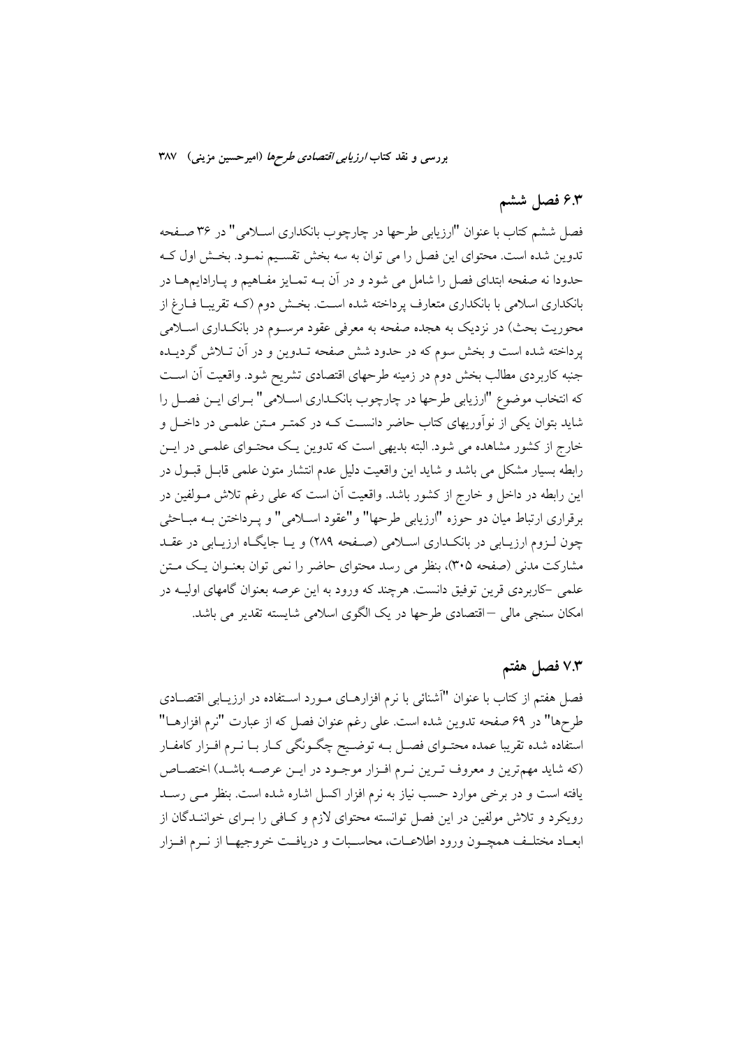## ۶.۳ فصل ششم

فصل ششم کتاب با عنوان "ارزیابی طرحها در چارچوب بانکداری اسلامی" در ۳۶ صفحه تدوین شده است. محتوای این فصل را می توان به سه بخش تقسیم نمود. بخش اول که حدودا نه صفحه ابتدای فصل را شامل می شود و در آن به تمایز مفاهیم و پارادایمها در بانکداری اسلامی با بانکداری متعارف پرداخته شده است. بخش دوم (که تقریبا فارغ از محوریت بحث) در نزدیک به هجده صفحه به معرفی عقود مرسوم در بانکداری اسلامی پرداخته شده است و بخش سوم که در حدود شش صفحه تدوین و در آن تلاش گردیده جنبه کاربردی مطالب بخش دوم در زمینه طرحهای اقتصادی تشریح شود. واقعیت آن است که انتخاب موضوع "ارزیابی طرحها در چارچوب بانکداری اسلامی" برای این فصل را شاید بتوان یکی از نوآوریهای کتاب حاضر دانست که در کمتر متن علمی در داخل و خارج از کشور مشاهده می شود. البته بدیهی است که تدوین یک محتوای علمی در این رابطه بسیار مشکل می باشد و شاید این واقعیت دلیل عدم انتشار متون علمی قابل قبول در این رابطه در داخل و خارج از کشور باشد. واقعیت آن است که علی رغم تلاش مولفین در برقراری ارتباط میان دو حوزه "ارزیابی طرحها" و"عقود اسلامی" و پرداختن به مباحثی چون لزوم ارزیابی در بانکداری اسلامی (صفحه ۲۸۹) و یا جایگاه ارزیابی در عقد مشارکت مدنی (صفحه ۳۰۵)، بنظر می رسد محتوای حاضر را نمی توان بعنوان یک متن علمی –کاربردی قرین توفیق دانست. هرچند که ورود به این عرصه بعنوان گامهای اولیه در امکان سنجی مالی –اقتصادی طرحها در یک الگوی اسلامی شایسته تقدیر می باشد.

## ۷.۳ فصل هفتم

فصل هفتم از کتاب با عنوان "آشنائی با نرم افزارهای مورد استفاده در ارزیابی اقتصادی طرحها" در ۶۹ صفحه تدوین شده است. علی رغم عنوان فصل که از عبارت "نرم افزارها" استفاده شده تقریبا عمده محتوای فصل به توضیح چگونگی کار با نرم افزار کامفار (که شاید مهم‌ترین و معروف ترین نرم افزار موجود در این عرصه باشد) اختصاص یافته است و در برخی موارد حسب نیاز به نرم افزار اکسل اشاره شده است. بنظر می رسد رویکرد و تلاش مولفین در این فصل توانسته محتوای لازم و کافی را برای خوانندگان از ابعاد مختلف همچون ورود اطلاعات، محاسبات و دریافت خروجیها از نرم افزار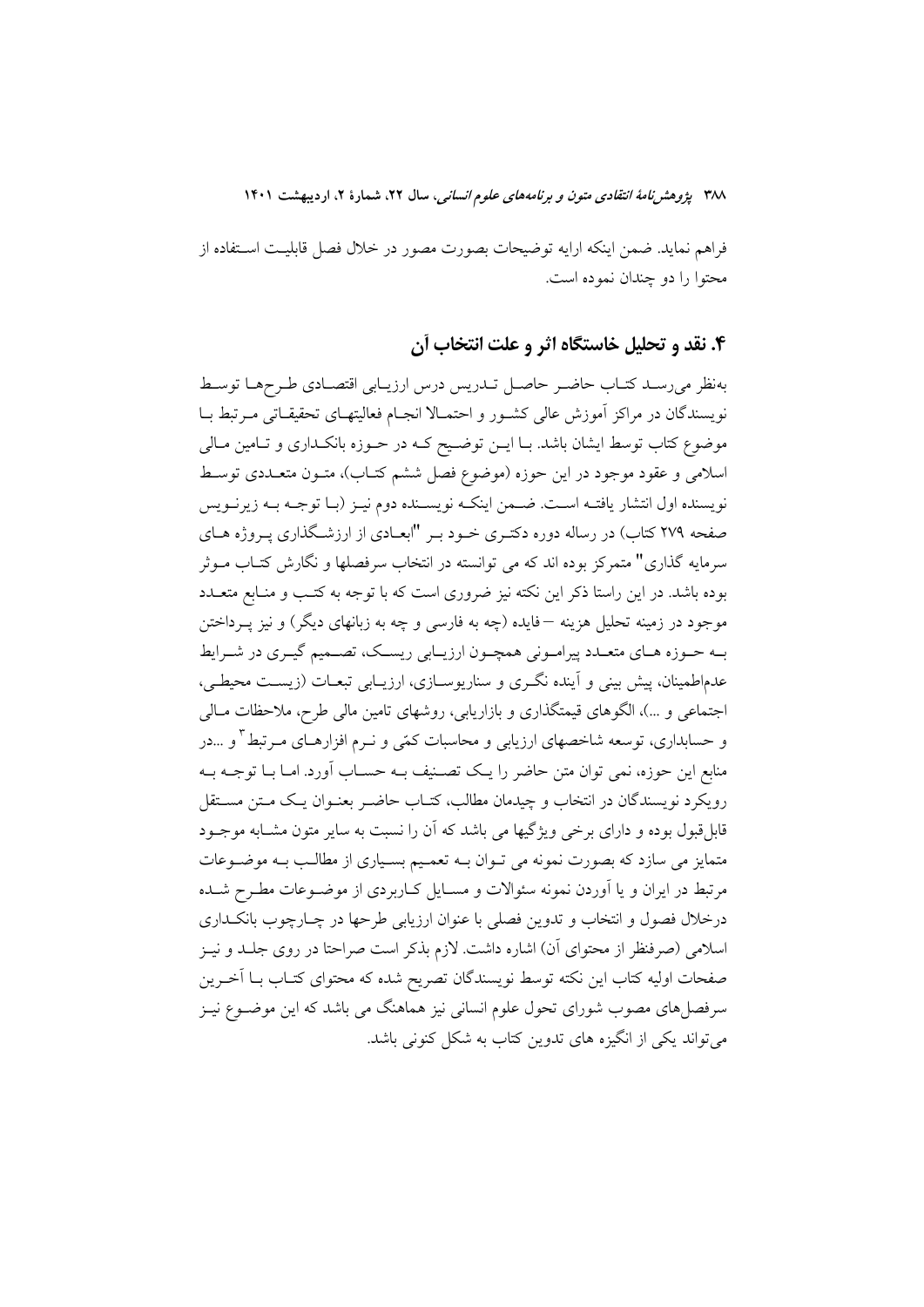فراهم نماید. ضمن اینکه ارایه توضیحات بصورت مصور در خلال فصل قابلیت استفاده از محتوا را دو چندان نموده است.

## ۴. نقد و تحلیل خاستگاه اثر و علت انتخاب آن

به‌نظر می‌رسد کتاب حاضر حاصل تدریس درس ارزیابی اقتصادی طرح‌ها توسط نویسندگان در مراکز آموزش عالی کشور و احتمالا انجام فعالیتهای تحقیقاتی مرتبط با موضوع کتاب توسط ایشان باشد. با این توضیح که در حوزه بانکداری و تامین مالی اسلامی و عقود موجود در این حوزه (موضوع فصل ششم کتاب)، متون متعددی توسط نویسنده اول انتشار یافته است. ضمن اینکه نویسنده دوم نیز (با توجه به زیرنویس صفحه ۲۷۹ کتاب) در رساله دوره دکتری خود بر "ابعادی از ارزشگذاری پروژه های سرمایه گذاری" متمرکز بوده اند که می توانسته در انتخاب سرفصلها و نگارش کتاب موثر بوده باشد. در این راستا ذکر این نکته نیز ضروری است که با توجه به کتب و منابع متعدد موجود در زمینه تحلیل هزینه –فایده (چه به فارسی و چه به زبانهای دیگر) و نیز پرداختن به حوزه های متعدد پیرامونی همچون ارزیابی ریسک، تصمیم گیری در شرایط عدم‌اطمینان، پیش بینی و آینده نگری و سناریوسازی، ارزیابی تبعات (زیست محیطی، اجتماعی و ...)، الگوهای قیمتگذاری و بازاریابی، روشهای تامین مالی طرح، ملاحظات مالی و حسابداری، توسعه شاخصهای ارزیابی و محاسبات کمّی و نرم افزارهای مرتبط[3] و ...در منابع این حوزه، نمی توان متن حاضر را یک تصنیف به حساب آورد. اما با توجه به رویکرد نویسندگان در انتخاب و چیدمان مطالب، کتاب حاضر بعنوان یک متن مستقل قابل‌قبول بوده و دارای برخی ویژگیها می باشد که آن را نسبت به سایر متون مشابه موجود متمایز می سازد که بصورت نمونه می توان به تعمیم بسیاری از مطالب به موضوعات مرتبط در ایران و یا آوردن نمونه سئوالات و مسایل کاربردی از موضوعات مطرح شده درخلال فصول و انتخاب و تدوین فصلی با عنوان ارزیابی طرحها در چارچوب بانکداری اسلامی (صرفنظر از محتوای آن) اشاره داشت. لازم بذکر است صراحتا در روی جلد و نیز صفحات اولیه کتاب این نکته توسط نویسندگان تصریح شده که محتوای کتاب با آخرین سرفصل‌های مصوب شورای تحول علوم انسانی نیز هماهنگ می باشد که این موضوع نیز می‌تواند یکی از انگیزه های تدوین کتاب به شکل کنونی باشد.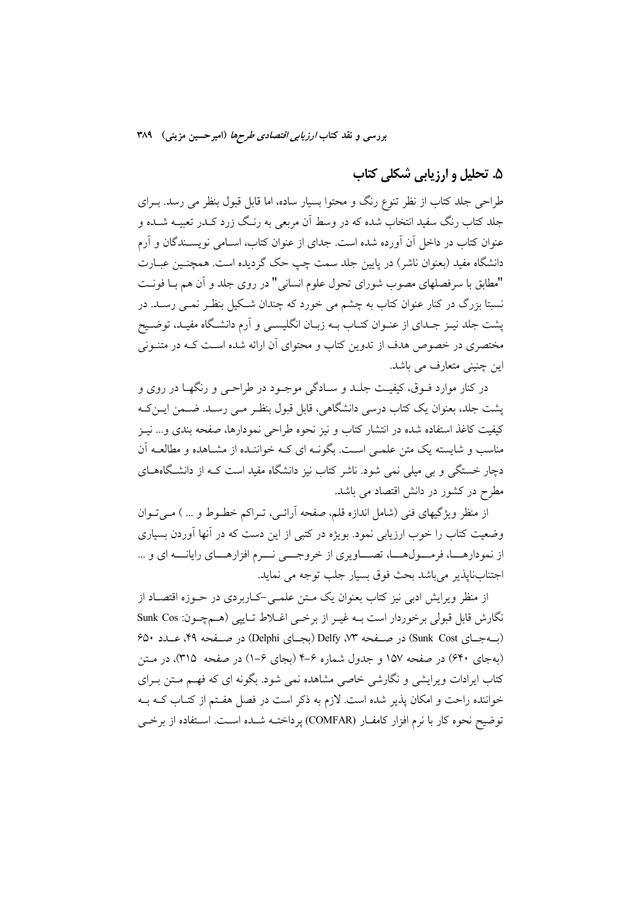## ۵. تحلیل و ارزیابی شکلی کتاب

طراحی جلد کتاب از نظر تنوع رنگ و محتوا بسیار ساده، اما قابل قبول بنظر می رسد. بـرای جلد کتاب رنگ سفید انتخاب شده که در وسط آن مربعی به رنـگ زرد کـدر تعبیـه شـده و عنوان کتاب در داخل آن آورده شده است. جدای از عنوان کتاب، اسـامی نویسـندگان و آرم دانشگاه مفید (بعنوان ناشر) در پایین جلد سمت چپ حک گردیده است. همچنـین عبـارت "مطابق با سرفصلهای مصوب شورای تحول علوم انسانی" در روی جلد و آن هم بـا فونـت نسبتا بزرگ در کنار عنوان کتاب به چشم می خورد که چندان شـکیل بنظـر نمـی رسـد. در پشت جلد نیـز جـدای از عنـوان کتـاب بـه زبـان انگلیسـی و آرم دانشـگاه مفیـد، توضـیح مختصری در خصوص هدف از تدوین کتاب و محتوای آن ارائه شده اسـت کـه در متنـونی این چنینی متعارف می باشد.

در کنار موارد فـوق، کیفیـت جلـد و سـادگی موجـود در طراحـی و رنگهـا در روی و پشت جلد، بعنوان یک کتاب درسی دانشگاهی، قابل قبول بنظـر مـی رسـد. ضـمن ایـن‌کـه کیفیت کاغذ استفاده شده در انتشار کتاب و نیز نحوه طراحی نمودارها، صفحه بندی و... نیـز مناسب و شایسته یک متن علمـی اسـت. بگونـه ای کـه خواننـده از مشـاهده و مطالعـه آن دچار خستگی و بی میلی نمی شود. ناشر کتاب نیز دانشگاه مفید است کـه از دانشـگاه‌هـای مطرح در کشور در دانش اقتصاد می باشد.

از منظر ویژگیهای فنی (شامل اندازه قلم، صفحه آرائـی، تـراکم خطـوط و ... ) مـی‌تـوان وضعیت کتاب را خوب ارزیابی نمود. بویژه در کتبی از این دست که در آنها آوردن بسیاری از نمودارهـــا، فرمـــول‌هـــا، تصـــاویری از خروجـــی نـــرم افزارهـــای رایانـــه ای و ... اجتناب‌ناپذیر می‌باشد بحث فوق بسیار جلب توجه می نماید.

از منظر ویرایش ادبی نیز کتاب بعنوان یک مـتن علمـی-کـاربردی در حـوزه اقتصـاد از نگارش قابل قبولی برخوردار است بـه غیـر از برخـی اغـلاط تـایپی (هـم‌چـون: Sunk Cos (بـه‌جـای Sunk Cost) در صـفحه ۴۹، عـدد ۶۵۰ (به‌جای ۶۴۰) در صفحه ۱۵۷ و جدول شماره ۶-۴ (بجای ۶-۱) در صفحه ۳۱۵)، Delfy (بجـای Delphi) در صـفحه ۷۳، در مـتن کتاب ایرادات ویرایشی و نگارشی خاصی مشاهده نمی شود. بگونه ای که فهـم مـتن بـرای خواننده راحت و امکان پذیر شده است. لازم به ذکر است در فصل هفـتم از کتـاب کـه بـه توضیح نحوه کار با نرم افزار کامفـار (COMFAR) پرداختـه شـده اسـت. اسـتفاده از برخـی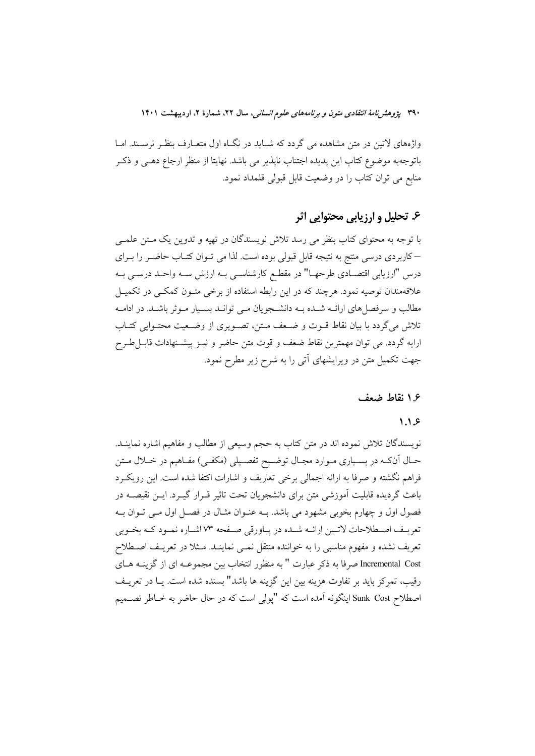واژه‌های لاتین در متن مشاهده می گردد که شـاید در نگـاه اول متعـارف بنظـر نرسـند. امـا باتوجه‌به موضوع کتاب این پدیده اجتناب ناپذیر می باشد. نهایتا از منظر ارجاع دهـی و ذکـر منابع می توان کتاب را در وضعیت قابل قبولی قلمداد نمود.

## ۶. تحلیل و ارزیابی محتوایی اثر

با توجه به محتوای کتاب بنظر می رسد تلاش نویسندگان در تهیه و تدوین یک مـتن علمـی –کاربردی درسی منتج به نتیجه قابل قبولی بوده است. لذا می تـوان کتـاب حاضـر را بـرای درس "ارزیابی اقتصـادی طرحهـا" در مقطـع کارشناسـی بـه ارزش سـه واحـد درسـی بـه علاقه‌مندان توصیه نمود. هرچند که در این رابطه استفاده از برخی متـون کمکـی در تکمیـل مطالب و سرفصل‌های ارائـه شـده بـه دانشـجویان مـی توانـد بسـیار مـوثر باشـد. در ادامـه تلاش می‌گردد با بیان نقاط قـوت و ضـعف مـتن، تصـویری از وضـعیت محتـوایی کتـاب ارایه گردد. می توان مهمترین نقاط ضعف و قوت متن حاضر و نیـز پیشـنهادات قابـل‌طـرح جهت تکمیل متن در ویرایشهای آتی را به شرح زیر مطرح نمود.

### ۱.۶ نقاط ضعف

#### ۱.۱.۶

نویسندگان تلاش نموده اند در متن کتاب به حجم وسیعی از مطالب و مفاهیم اشاره نماینـد. حـال آنکـه در بسـیاری مـوارد مجـال توضـیح تفصـیلی (مکفـی) مفـاهیم در خـلال مـتن فراهم نگشته و صرفا به ارائه اجمالی برخی تعاریف و اشارات اکتفا شده است. این رویکـرد باعث گردیده قابلیت آموزشی متن برای دانشجویان تحت تاثیر قـرار گیـرد. ایـن نقیصـه در فصول اول و چهارم بخوبی مشهود می باشد. بـه عنـوان مثـال در فصـل اول مـی تـوان بـه تعریـف اصـطلاحات لاتـین ارائـه شـده در پـاورقی صـفحه ۷۳ اشـاره نمـود کـه بخـوبی تعریف نشده و مفهوم مناسبی را به خواننده منتقل نمـی نماینـد. مـثلا در تعریـف اصـطلاح Incremental Cost صرفا به ذکر عبارت " به منظور انتخاب بین مجموعـه ای از گزینـه هـای رقیب، تمرکز باید بر تفاوت هزینه بین این گزینه ها باشد" بسنده شده است. یـا در تعریـف اصطلاح Sunk Cost اینگونه آمده است که "پولی است که در حال حاضر به خـاطر تصـمیم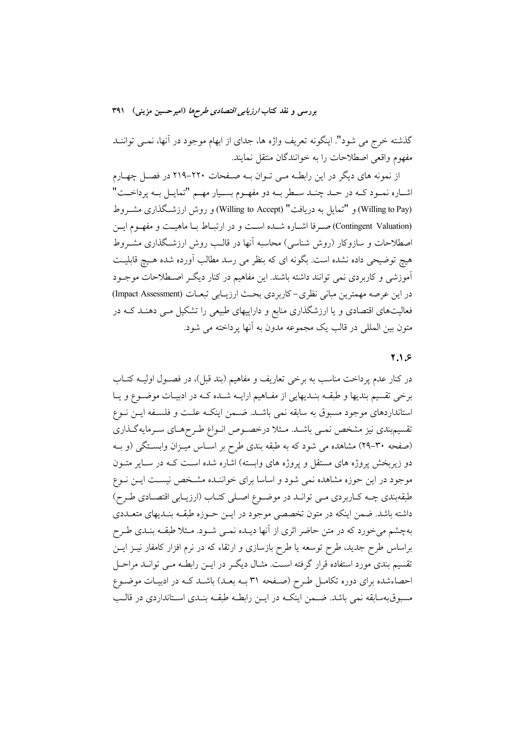گذشته خرج می شود". اینگونه تعریف واژه ها، جدای از ابهام موجود در آنها، نمی توانند مفهوم واقعی اصطلاحات را به خوانندگان منتقل نمایند.

از نمونه های دیگر در این رابطه می توان به صفحات ۲۲۰–۲۱۹ در فصل چهارم اشاره نمود که در حد چند سطر به دو مفهوم بسیار مهم "تمایل به پرداخت" (Willing to Pay) و "تمایل به دریافت" (Willing to Accept) و روش ارزشگذاری مشروط (Contingent Valuation) صرفا اشاره شده است و در ارتباط با ماهیت و مفهوم این اصطلاحات و سازوکار (روش شناسی) محاسبه آنها در قالب روش ارزشگذاری مشروط هیچ توضیحی داده نشده است. بگونه ای که بنظر می رسد مطالب آورده شده هیچ قابلیت آموزشی و کاربردی نمی توانند داشته باشند. این مفاهیم در کنار دیگر اصطلاحات موجود در این عرصه مهمترین مبانی نظری- کاربردی بحث ارزیابی تبعات (Impact Assessment) فعالیت‌های اقتصادی و یا ارزشگذاری منابع و داراییهای طبیعی را تشکیل می دهند که در متون بین المللی در قالب یک مجموعه مدون به آنها پرداخته می شود.

### ۲.۱.۶

در کنار عدم پرداخت مناسب به برخی تعاریف و مفاهیم (بند قبل)، در فصول اولیه کتاب برخی تقسیم بندیها و طبقه بندیهایی از مفاهیم ارایه شده که در ادبیات موضوع و یا استانداردهای موجود مسبوق به سابقه نمی باشد. ضمن اینکه علت و فلسفه این نوع تقسیم‌بندی نیز مشخص نمی باشد. مثلا درخصوص انواع طرح‌های سرمایه‌گذاری (صفحه ۳۰–۲۹) مشاهده می شود که به طبقه بندی طرح بر اساس میزان وابستگی (و به دو زیربخش پروژه های مستقل و پروژه های وابسته) اشاره شده است که در سایر متون موجود در این حوزه مشاهده نمی شود و اساسا برای خواننده مشخص نیست این نوع طبقه‌بندی چه کاربردی می تواند در موضوع اصلی کتاب (ارزیابی اقتصادی طرح) داشته باشد. ضمن اینکه در متون تخصصی موجود در این حوزه طبقه بندیهای متعددی به‌چشم می‌خورد که در متن حاضر اثری از آنها دیده نمی شود. مثلا طبقه بندی طرح براساس طرح جدید، طرح توسعه یا طرح بازسازی و ارتقاء که در نرم افزار کامفار نیز این تقسیم بندی مورد استفاده قرار گرفته است. مثال دیگر در این رابطه می تواند مراحل احصاءشده برای دوره تکامل طرح (صفحه ۳۱ به بعد) باشد که در ادبیات موضوع مسبوق‌به‌سابقه نمی باشد. ضمن اینکه در این رابطه طبقه بندی استانداردی در قالب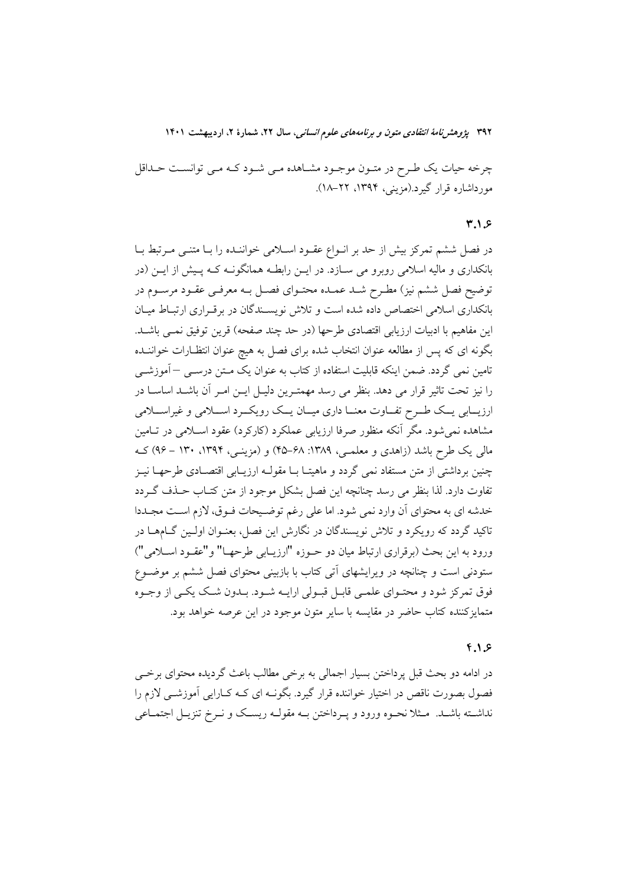چرخه حیات یک طرح در متون موجود مشاهده می شود که می توانست حداقل مورداشاره قرار گیرد.(مزینی، ۱۳۹۴، ۲۲–۱۸).

### ۶.۱.۳

در فصل ششم تمرکز بیش از حد بر انواع عقود اسلامی خواننده را با متنی مرتبط با بانکداری و مالیه اسلامی روبرو می سازد. در این رابطه همانگونه که پیش از این (در توضیح فصل ششم نیز) مطرح شد عمده محتوای فصل به معرفی عقود مرسوم در بانکداری اسلامی اختصاص داده شده است و تلاش نویسندگان در برقراری ارتباط میان این مفاهیم با ادبیات ارزیابی اقتصادی طرحها (در حد چند صفحه) قرین توفیق نمی باشد. بگونه ای که پس از مطالعه عنوان انتخاب شده برای فصل به هیچ عنوان انتظارات خواننده تامین نمی گردد. ضمن اینکه قابلیت استفاده از کتاب به عنوان یک متن درسی –آموزشی را نیز تحت تاثیر قرار می دهد. بنظر می رسد مهمترین دلیل این امر آن باشد اساسا در ارزیابی یک طرح تفاوت معنا داری میان یک رویکرد اسلامی و غیراسلامی مشاهده نمی‌شود. مگر آنکه منظور صرفا ارزیابی عملکرد (کارکرد) عقود اسلامی در تامین مالی یک طرح باشد (زاهدی و معلمی، ۱۳۸۹: ۶۸–۴۵) و (مزینی، ۱۳۹۴، ۱۳۰ – ۹۶) که چنین برداشتی از متن مستفاد نمی گردد و ماهیتا با مقوله ارزیابی اقتصادی طرحها نیز تفاوت دارد. لذا بنظر می رسد چنانچه این فصل بشکل موجود از متن کتاب حذف گردد خدشه ای به محتوای آن وارد نمی شود. اما علی رغم توضیحات فوق، لازم است مجددا تاکید گردد که رویکرد و تلاش نویسندگان در نگارش این فصل، بعنوان اولین گام‌ها در ورود به این بحث (برقراری ارتباط میان دو حوزه "ارزیابی طرحها" و"عقود اسلامی") ستودنی است و چنانچه در ویرایشهای آتی کتاب با بازبینی محتوای فصل ششم بر موضوع فوق تمرکز شود و محتوای علمی قابل قبولی ارایه شود. بدون شک یکی از وجوه متمایزکننده کتاب حاضر در مقایسه با سایر متون موجود در این عرصه خواهد بود.

### ۶.۱.۴

در ادامه دو بحث قبل پرداختن بسیار اجمالی به برخی مطالب باعث گردیده محتوای برخی فصول بصورت ناقص در اختیار خواننده قرار گیرد. بگونه ای که کارایی آموزشی لازم را نداشته باشد. مثلا نحوه ورود و پرداختن به مقوله ریسک و نرخ تنزیل اجتماعی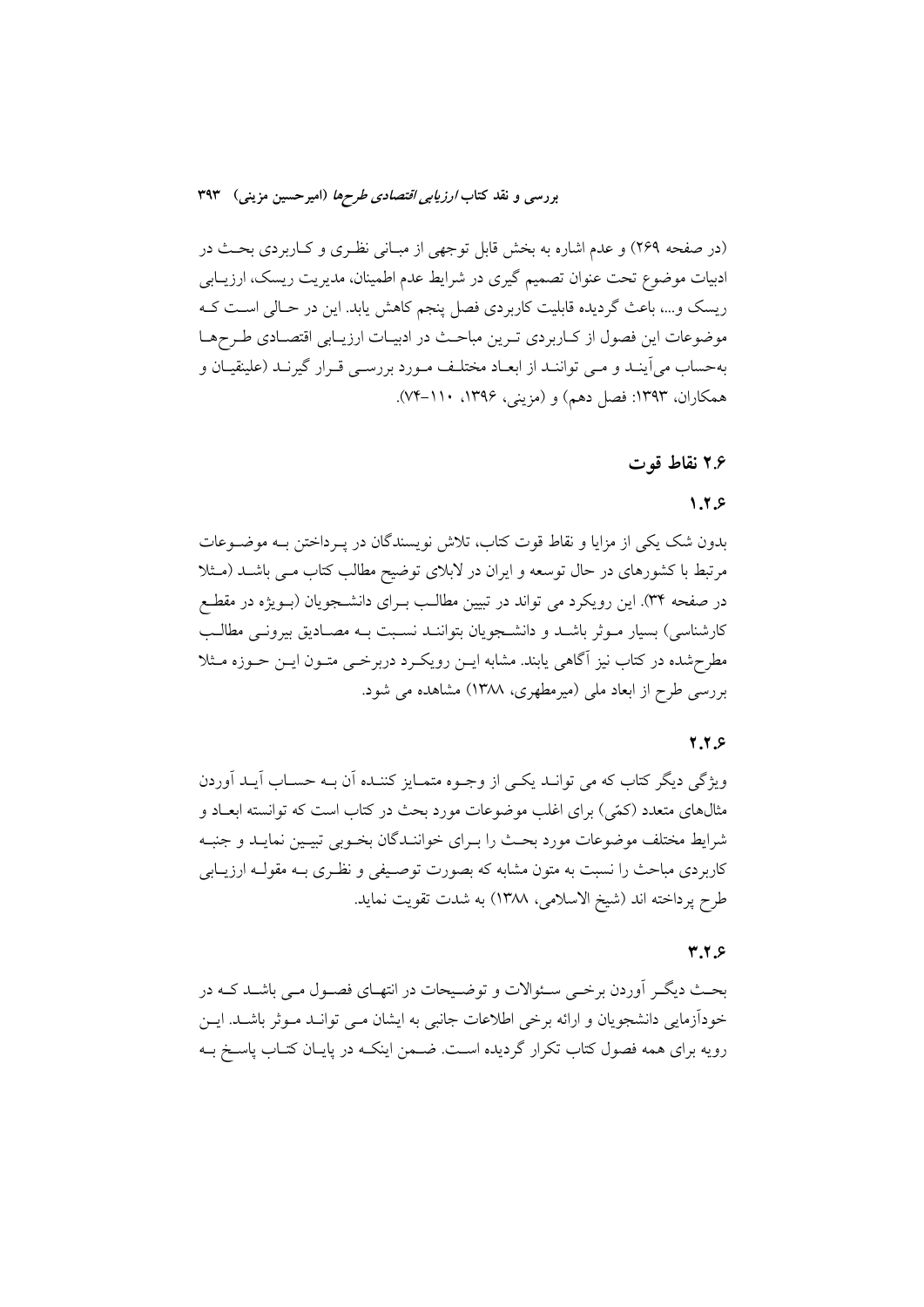(در صفحه ۲۶۹) و عدم اشاره به بخش قابل توجهی از مبانی نظری و کاربردی بحث در ادبیات موضوع تحت عنوان تصمیم گیری در شرایط عدم اطمینان، مدیریت ریسک، ارزیابی ریسک و...، باعث گردیده قابلیت کاربردی فصل پنجم کاهش یابد. این در حالی است که موضوعات این فصول از کاربردی ترین مباحث در ادبیات ارزیابی اقتصادی طرح‌ها به‌حساب می‌آیند و می توانند از ابعاد مختلف مورد بررسی قرار گیرند (علینقیان و همکاران، ۱۳۹۳: فصل دهم) و (مزینی، ۱۳۹۶، ۱۱۰-۷۴).

## ۲.۶ نقاط قوت

### ۱.۲.۶

بدون شک یکی از مزایا و نقاط قوت کتاب، تلاش نویسندگان در پرداختن به موضوعات مرتبط با کشورهای در حال توسعه و ایران در لابلای توضیح مطالب کتاب می باشد (مثلا در صفحه ۳۴). این رویکرد می تواند در تبیین مطالب برای دانشجویان (بویژه در مقطع کارشناسی) بسیار موثر باشد و دانشجویان بتوانند نسبت به مصادیق بیرونی مطالب مطرح‌شده در کتاب نیز آگاهی یابند. مشابه این رویکرد دربرخی متون این حوزه مثلا بررسی طرح از ابعاد ملی (میرمطهری، ۱۳۸۸) مشاهده می شود.

### ۲.۲.۶

ویژگی دیگر کتاب که می تواند یکی از وجوه متمایز کننده آن به حساب آید آوردن مثال‌های متعدد (کمّی) برای اغلب موضوعات مورد بحث در کتاب است که توانسته ابعاد و شرایط مختلف موضوعات مورد بحث را برای خوانندگان بخوبی تبیین نماید و جنبه کاربردی مباحث را نسبت به متون مشابه که بصورت توصیفی و نظری به مقوله ارزیابی طرح پرداخته اند (شیخ الاسلامی، ۱۳۸۸) به شدت تقویت نماید.

### ۳.۲.۶

بحث دیگر آوردن برخی سئوالات و توضیحات در انتهای فصول می باشد که در خودآزمایی دانشجویان و ارائه برخی اطلاعات جانبی به ایشان می تواند موثر باشد. این رویه برای همه فصول کتاب تکرار گردیده است. ضمن اینکه در پایان کتاب پاسخ به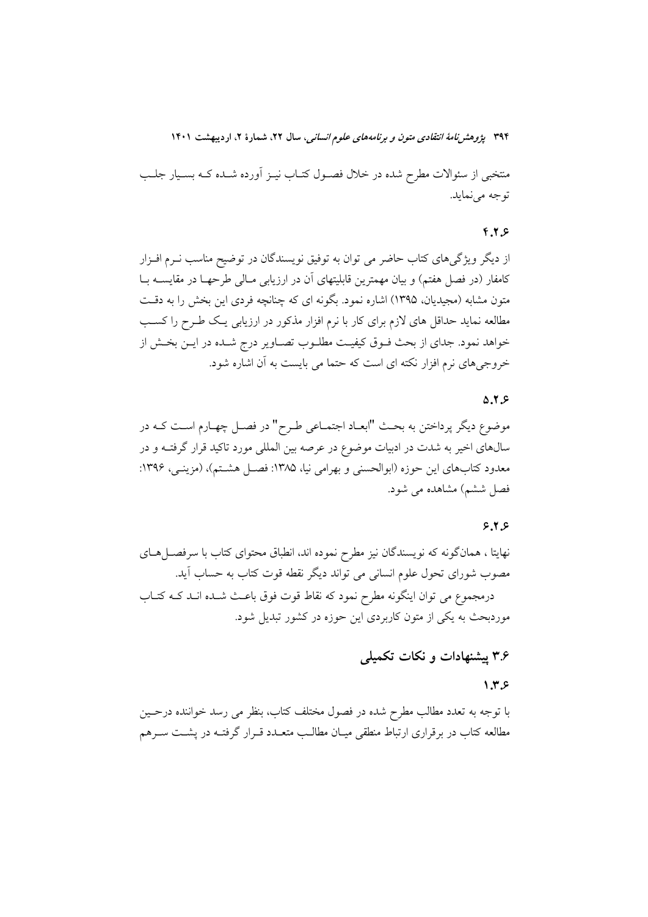منتخبی از سئوالات مطرح شده در خلال فصول کتاب نیز آورده شده که بسیار جلب توجه می‌نماید.

### ۴.۲.۶

از دیگر ویژگی‌های کتاب حاضر می توان به توفیق نویسندگان در توضیح مناسب نرم افزار کامفار (در فصل هفتم) و بیان مهمترین قابلیتهای آن در ارزیابی مالی طرحها در مقایسه با متون مشابه (مجیدیان، ۱۳۹۵) اشاره نمود. بگونه ای که چنانچه فردی این بخش را به دقت مطالعه نماید حداقل های لازم برای کار با نرم افزار مذکور در ارزیابی یک طرح را کسب خواهد نمود. جدای از بحث فوق کیفیت مطلوب تصاویر درج شده در این بخش از خروجی‌های نرم افزار نکته ای است که حتما می بایست به آن اشاره شود.

### ۵.۲.۶

موضوع دیگر پرداختن به بحث "ابعاد اجتماعی طرح" در فصل چهارم است که در سال‌های اخیر به شدت در ادبیات موضوع در عرصه بین المللی مورد تاکید قرار گرفته و در معدود کتاب‌های این حوزه (ابوالحسنی و بهرامی نیا، ۱۳۸۵: فصل هشتم)، (مزینی، ۱۳۹۶: فصل ششم) مشاهده می شود.

### ۶.۲.۶

نهایتا ، همانگونه که نویسندگان نیز مطرح نموده اند، انطباق محتوای کتاب با سرفصل‌های مصوب شورای تحول علوم انسانی می تواند دیگر نقطه قوت کتاب به حساب آید.

درمجموع می توان اینگونه مطرح نمود که نقاط قوت فوق باعث شده اند که کتاب موردبحث به یکی از متون کاربردی این حوزه در کشور تبدیل شود.

## ۳.۶ پیشنهادات و نکات تکمیلی

### ۱.۳.۶

با توجه به تعدد مطالب مطرح شده در فصول مختلف کتاب، بنظر می رسد خواننده درحین مطالعه کتاب در برقراری ارتباط منطقی میان مطالب متعدد قرار گرفته در پشت سرهم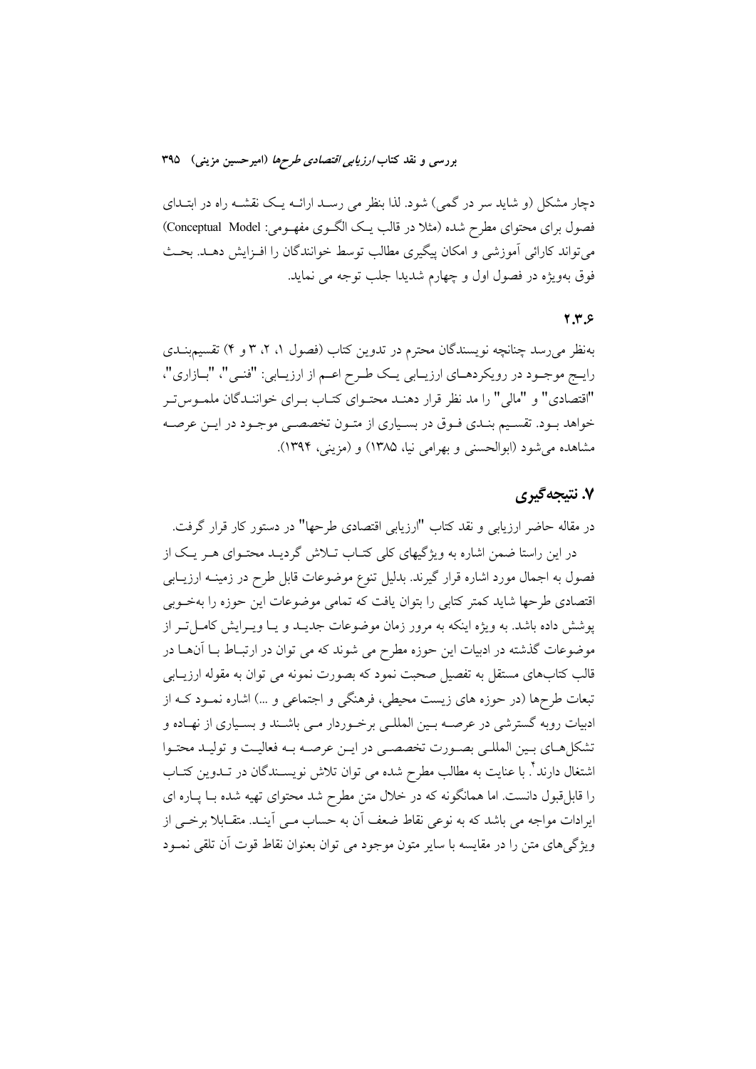دچار مشکل (و شاید سر در گمی) شود. لذا بنظر می رسد ارائه یک نقشه راه در ابتدای فصول برای محتوای مطرح شده (مثلا در قالب یک الگوی مفهومی: Conceptual Model) می‌تواند کارائی آموزشی و امکان پیگیری مطالب توسط خوانندگان را افزایش دهد. بحث فوق بهویژه در فصول اول و چهارم شدیدا جلب توجه می نماید.

### ۲.۳.۶

به‌نظر می‌رسد چنانچه نویسندگان محترم در تدوین کتاب (فصول ۱، ۲، ۳ و ۴) تقسیم‌بندی رایج موجود در رویکردهای ارزیابی یک طرح اعم از ارزیابی: "فنی"، "بازاری"، "اقتصادی" و "مالی" را مد نظر قرار دهند محتوای کتاب برای خوانندگان ملموس‌تر خواهد بود. تقسیم بندی فوق در بسیاری از متون تخصصی موجود در این عرصه مشاهده می‌شود (ابوالحسنی و بهرامی نیا، ۱۳۸۵) و (مزینی، ۱۳۹۴).

## ۷. نتیجه‌گیری

در مقاله حاضر ارزیابی و نقد کتاب "ارزیابی اقتصادی طرحها" در دستور کار قرار گرفت.

در این راستا ضمن اشاره به ویژگیهای کلی کتاب تلاش گردید محتوای هر یک از فصول به اجمال مورد اشاره قرار گیرند. بدلیل تنوع موضوعات قابل طرح در زمینه ارزیابی اقتصادی طرحها شاید کمتر کتابی را بتوان یافت که تمامی موضوعات این حوزه را بهخوبی پوشش داده باشد. به ویژه اینکه به مرور زمان موضوعات جدید و یا ویرایش کامل‌تر از موضوعات گذشته در ادبیات این حوزه مطرح می شوند که می توان در ارتباط با آنها در قالب کتاب‌های مستقل به تفصیل صحبت نمود که بصورت نمونه می توان به مقوله ارزیابی تبعات طرحها (در حوزه های زیست محیطی، فرهنگی و اجتماعی و ...) اشاره نمود که از ادبیات روبه گسترشی در عرصه بین المللی برخوردار می باشند و بسیاری از نهاده و تشکل‌های بین المللی بصورت تخصصی در این عرصه به فعالیت و تولید محتوا اشتغال دارند[۴]. با عنایت به مطالب مطرح شده می توان تلاش نویسندگان در تدوین کتاب را قابل‌قبول دانست. اما همانگونه که در خلال متن مطرح شد محتوای تهیه شده با پاره ای ایرادات مواجه می باشد که به نوعی نقاط ضعف آن به حساب می آیند. متقابلا برخی از ویژگی‌های متن را در مقایسه با سایر متون موجود می توان بعنوان نقاط قوت آن تلقی نمود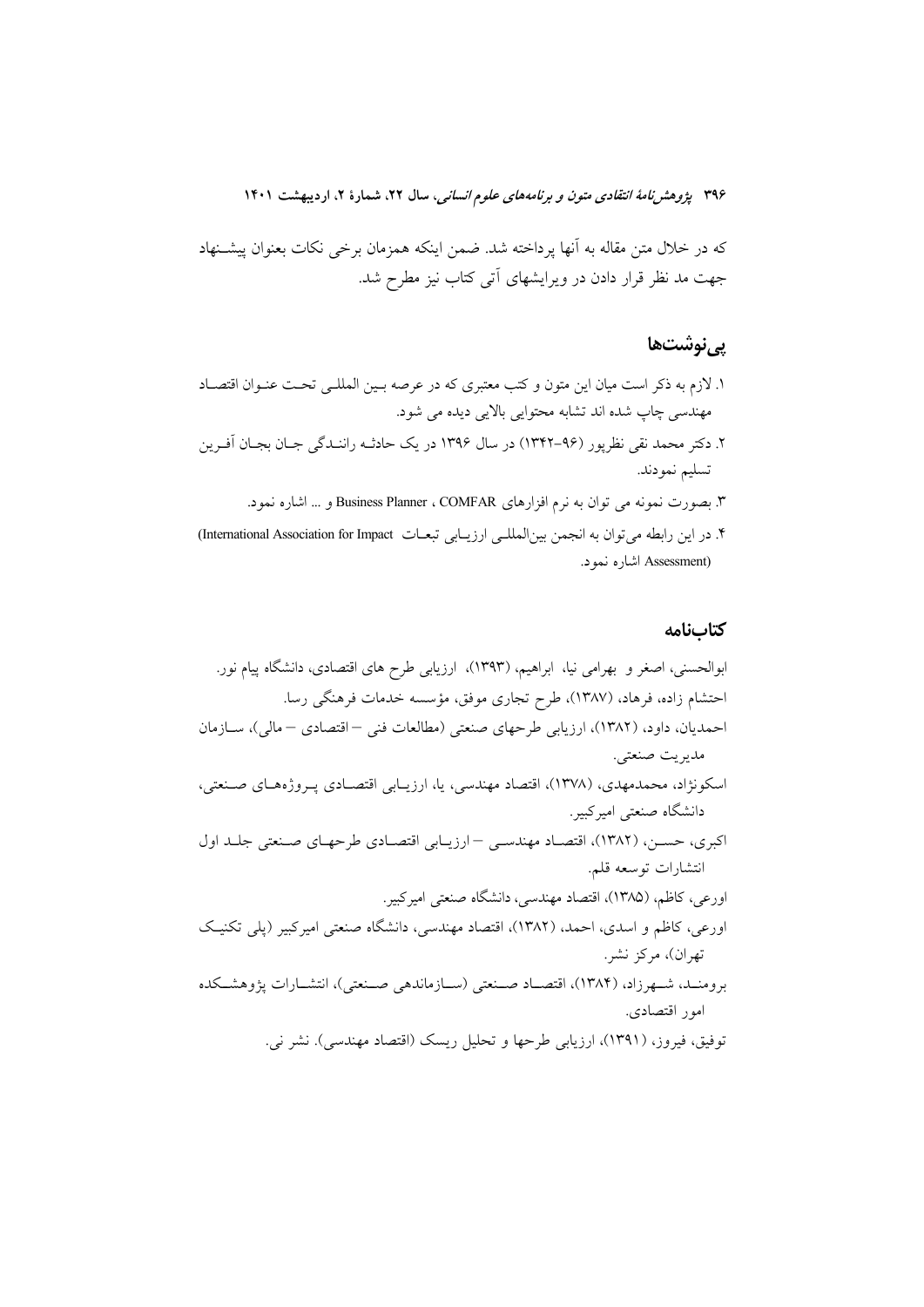که در خلال متن مقاله به آنها پرداخته شد. ضمن اینکه همزمان برخی نکات بعنوان پیشنهاد جهت مد نظر قرار دادن در ویرایشهای آتی کتاب نیز مطرح شد.

## پی‌نوشت‌ها

۱. لازم به ذکر است میان این متون و کتب معتبری که در عرصه بین المللی تحت عنوان اقتصاد مهندسی چاپ شده اند تشابه محتوایی بالایی دیده می شود.

۲. دکتر محمد نقی نظرپور (۹۶-۱۳۴۲) در سال ۱۳۹۶ در یک حادثه رانندگی جان بجان آفرین تسلیم نمودند.

۳. بصورت نمونه می توان به نرم افزارهای Business Planner ، COMFAR و ... اشاره نمود.

۴. در این رابطه می‌توان به انجمن بین‌المللی ارزیابی تبعات (International Association for Impact Assessment) اشاره نمود.

## کتاب‌نامه

ابوالحسنی، اصغر و بهرامی نیا، ابراهیم، (۱۳۹۳)، ارزیابی طرح های اقتصادی، دانشگاه پیام نور.

احتشام زاده، فرهاد، (۱۳۸۷)، طرح تجاری موفق، مؤسسه خدمات فرهنگی رسا.

احمدیان، داود، (۱۳۸۲)، ارزیابی طرحهای صنعتی (مطالعات فنی – اقتصادی – مالی)، سازمان مدیریت صنعتی.

اسکونژاد، محمدمهدی، (۱۳۷۸)، اقتصاد مهندسی، یا، ارزیابی اقتصادی پروژه‌های صنعتی، دانشگاه صنعتی امیرکبیر.

اکبری، حسن، (۱۳۸۲)، اقتصاد مهندسی – ارزیابی اقتصادی طرحهای صنعتی جلد اول انتشارات توسعه قلم.

اورعی، کاظم، (۱۳۸۵)، اقتصاد مهندسی، دانشگاه صنعتی امیرکبیر.

اورعی، کاظم و اسدی، احمد، (۱۳۸۲)، اقتصاد مهندسی، دانشگاه صنعتی امیرکبیر (پلی تکنیک تهران)، مرکز نشر.

برومند، شهرزاد، (۱۳۸۴)، اقتصاد صنعتی (سازماندهی صنعتی)، انتشارات پژوهشکده امور اقتصادی.

توفیق، فیروز، (۱۳۹۱)، ارزیابی طرحها و تحلیل ریسک (اقتصاد مهندسی). نشر نی.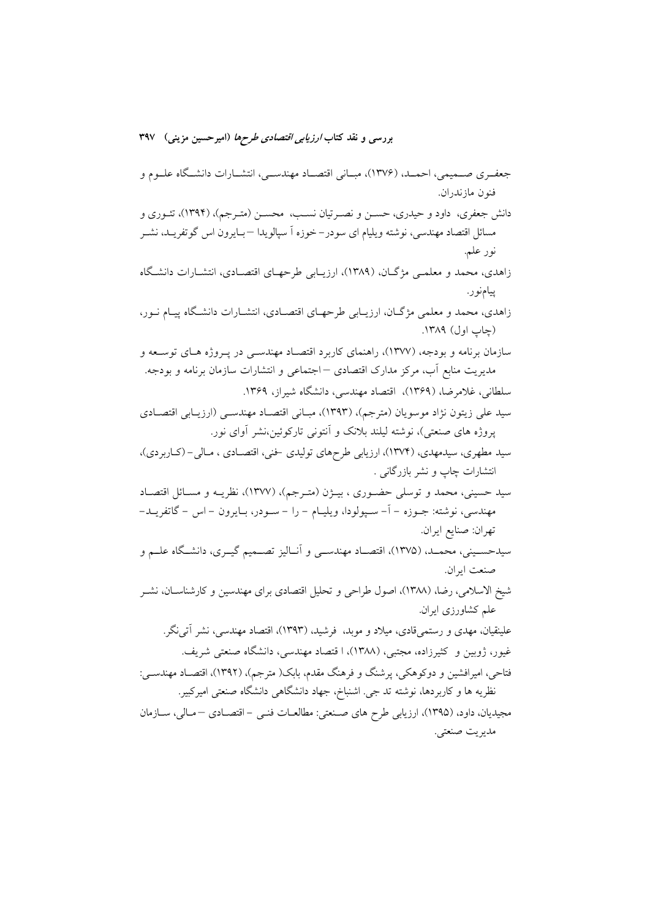جعفـری صـمیمی، احمـد، (۱۳۷۶)، مبـانی اقتصـاد مهندسـی، انتشـارات دانشـگاه علـوم و فنون مازندران.

دانش جعفری، داود و حیدری، حسـن و نصـرتیان نسـب، محسـن (متـرجم)، (۱۳۹۴)، تئـوری و مسائل اقتصاد مهندسی، نوشته ویلیام ای سودر– خوزه آ سپالویدا – بـایرون اس گوتفریـد، نشـر نور علم.

زاهدی، محمد و معلمـی مژگـان، (۱۳۸۹)، ارزیـابی طرحهـای اقتصـادی، انتشـارات دانشـگاه پیامنور.

زاهدی، محمد و معلمی مژگـان، ارزیـابی طرحهـای اقتصـادی، انتشـارات دانشـگاه پیـام نـور، (چاپ اول) ۱۳۸۹.

سازمان برنامه و بودجه، (۱۳۷۷)، راهنمای کاربرد اقتصـاد مهندسـی در پـروژه هـای توسـعه و مدیریت منابع آب، مرکز مدارک اقتصادی – اجتماعی و انتشارات سازمان برنامه و بودجه.

سلطانی، غلامرضا، (۱۳۶۹)، اقتصاد مهندسی، دانشگاه شیراز، ۱۳۶۹.

سید علی زیتون نژاد موسویان (مترجم)، (۱۳۹۳)، مبـانی اقتصـاد مهندسـی (ارزیـابی اقتصـادی پروژه های صنعتی)، نوشته لیلند بلانک و آنتونی تارکوئین،نشر آوای نور.

سید مطهری، سیدمهدی، (۱۳۷۴)، ارزیابی طرحهای تولیدی -فنی، اقتصـادی ، مـالی– (کـاربردی)، انتشارات چاپ و نشر بازرگانی .

سید حسینی، محمد و توسلی حضـوری ، بیـژن (متـرجم)، (۱۳۷۷)، نظریـه و مسـائل اقتصـاد مهندسی، نوشته: جـوزه – آ– سـپولودا، ویلیـام – را – سـودر، بـایرون – اس – گاتفریـد– تهران: صنایع ایران.

سیدحسـینی، محمـد، (۱۳۷۵)، اقتصـاد مهندسـی و آنـالیز تصـمیم گیـری، دانشـگاه علـم و صنعت ایران.

شیخ الاسلامی، رضا، (۱۳۸۸)، اصول طراحی و تحلیل اقتصادی برای مهندسین و کارشناسـان، نشـر علم کشاورزی ایران.

علینقیان، مهدی و رستمیقادی، میلاد و موبد، فرشید، (۱۳۹۳)، اقتصاد مهندسی، نشر آتینگر.

غیور، ژوبین و کثیرزاده، مجتبی، (۱۳۸۸)، ا قتصاد مهندسی، دانشگاه صنعتی شریف.

فتاحی، امیرافشین و دوکوهکی، پرشنگ و فرهنگ مقدم، بابک( مترجم)، (۱۳۹۲)، اقتصـاد مهندسـی: نظریه ها و کاربردها، نوشته تد جی. اشنباخ، جهاد دانشگاهی دانشگاه صنعتی امیرکبیر.

مجیدیان، داود، (۱۳۹۵)، ارزیابی طرح های صـنعتی: مطالعـات فنـی – اقتصـادی – مـالی، سـازمان مدیریت صنعتی.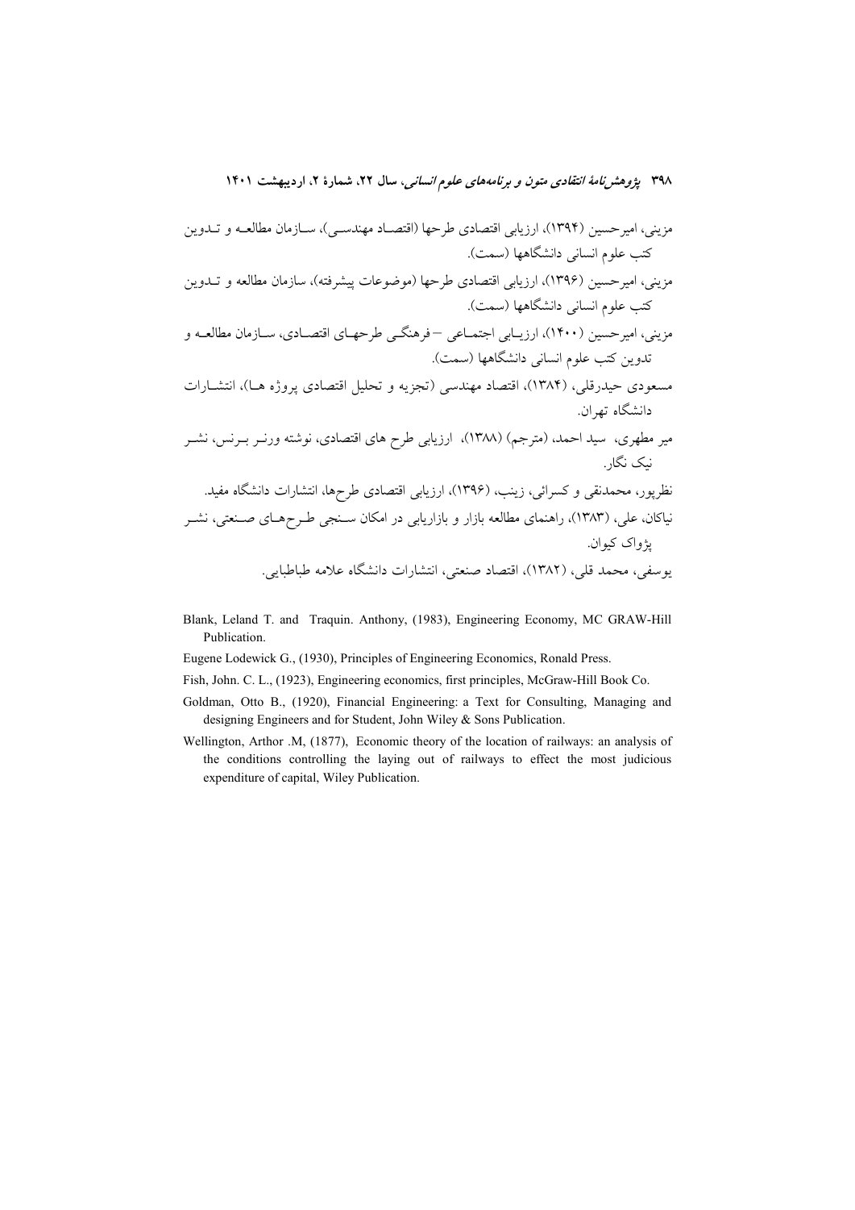مزینی، امیرحسین (۱۳۹۴)، ارزیابی اقتصادی طرحها (اقتصاد مهندسی)، سازمان مطالعه و تدوین کتب علوم انسانی دانشگاهها (سمت).

مزینی، امیرحسین (۱۳۹۶)، ارزیابی اقتصادی طرحها (موضوعات پیشرفته)، سازمان مطالعه و تدوین کتب علوم انسانی دانشگاهها (سمت).

مزینی، امیرحسین (۱۴۰۰)، ارزیابی اجتماعی –فرهنگی طرحهای اقتصادی، سازمان مطالعه و تدوین کتب علوم انسانی دانشگاهها (سمت).

مسعودی حیدرقلی، (۱۳۸۴)، اقتصاد مهندسی (تجزیه و تحلیل اقتصادی پروژه ها)، انتشارات دانشگاه تهران.

میر مطهری، سید احمد، (مترجم) (۱۳۸۸)، ارزیابی طرح های اقتصادی، نوشته ورنر برنس، نشر نیک نگار.

نظرپور، محمدنقی و کسرائی، زینب، (۱۳۹۶)، ارزیابی اقتصادی طرحها، انتشارات دانشگاه مفید.

نیاکان، علی، (۱۳۸۳)، راهنمای مطالعه بازار و بازاریابی در امکان سنجی طرحهای صنعتی، نشر پژواک کیوان.

یوسفی، محمد قلی، (۱۳۸۲)، اقتصاد صنعتی، انتشارات دانشگاه علامه طباطبایی.

Blank, Leland T. and Traquin. Anthony, (1983), Engineering Economy, MC GRAW-Hill Publication.

Eugene Lodewick G., (1930), Principles of Engineering Economics, Ronald Press.

Fish, John. C. L., (1923), Engineering economics, first principles, McGraw-Hill Book Co.

Goldman, Otto B., (1920), Financial Engineering: a Text for Consulting, Managing and designing Engineers and for Student, John Wiley & Sons Publication.

Wellington, Arthor .M, (1877), Economic theory of the location of railways: an analysis of the conditions controlling the laying out of railways to effect the most judicious expenditure of capital, Wiley Publication.